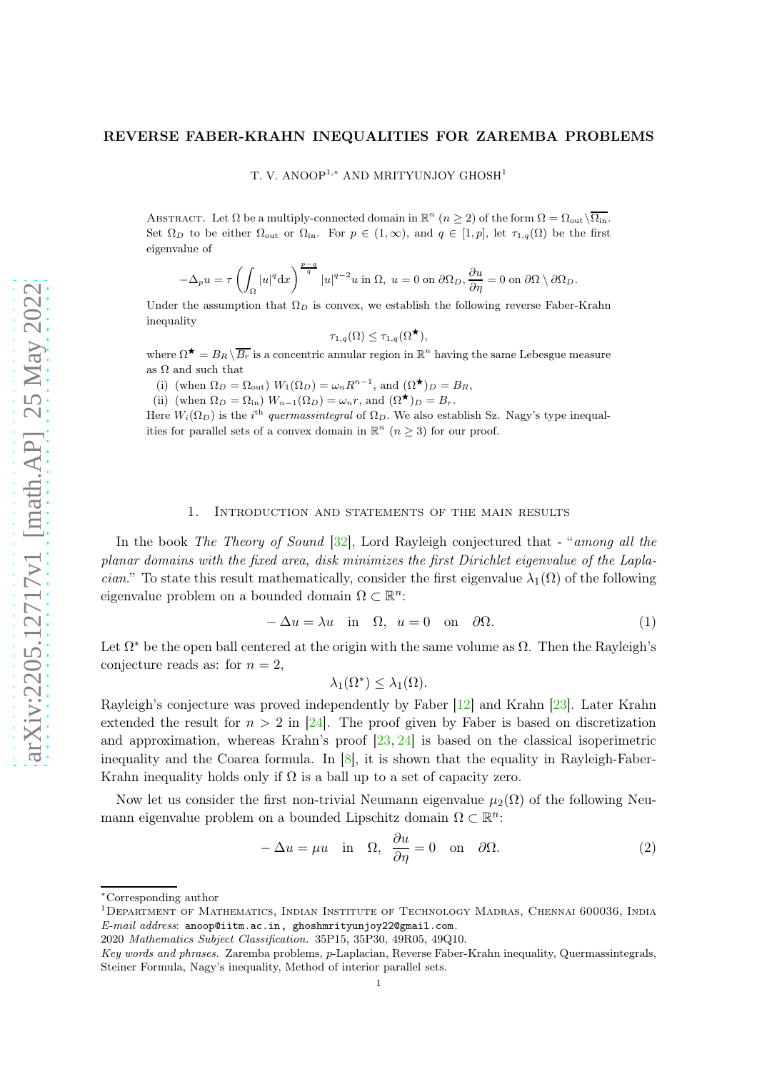# REVERSE FABER-KRAHN INEQUALITIES FOR ZAREMBA PROBLEMS

T. V. ANOOP[1,*] AND MRITYUNJOY GHOSH[1]

Abstract. Let $\Omega$ be a multiply-connected domain in $\mathbb{R}^n$ $(n \geq 2)$ of the form $\Omega = \Omega_{\text{out}} \setminus \overline{\Omega_{\text{in}}}$. Set $\Omega_D$ to be either $\Omega_{\text{out}}$ or $\Omega_{\text{in}}$. For $p \in (1, \infty)$, and $q \in [1, p]$, let $\tau_{1,q}(\Omega)$ be the first eigenvalue of

$$-\Delta_p u = \tau \left( \int_\Omega |u|^q \mathrm{d}x \right)^{\frac{p-q}{q}} |u|^{q-2} u \text{ in } \Omega, \; u = 0 \text{ on } \partial\Omega_D, \frac{\partial u}{\partial \eta} = 0 \text{ on } \partial\Omega \setminus \partial\Omega_D.$$

Under the assumption that $\Omega_D$ is convex, we establish the following reverse Faber-Krahn inequality

$$\tau_{1,q}(\Omega) \leq \tau_{1,q}(\Omega^\star),$$

where $\Omega^\star = B_R \setminus \overline{B_r}$ is a concentric annular region in $\mathbb{R}^n$ having the same Lebesgue measure as $\Omega$ and such that

(i) (when $\Omega_D = \Omega_{\text{out}}$) $W_1(\Omega_D) = \omega_n R^{n-1}$, and $(\Omega^\star)_D = B_R$,

(ii) (when $\Omega_D = \Omega_{\text{in}}$) $W_{n-1}(\Omega_D) = \omega_n r$, and $(\Omega^\star)_D = B_r$.

Here $W_i(\Omega_D)$ is the $i^{\text{th}}$ *quermassintegral* of $\Omega_D$. We also establish Sz. Nagy's type inequalities for parallel sets of a convex domain in $\mathbb{R}^n$ $(n \geq 3)$ for our proof.

## 1. Introduction and statements of the main results

In the book *The Theory of Sound* [32], Lord Rayleigh conjectured that - "*among all the planar domains with the fixed area, disk minimizes the first Dirichlet eigenvalue of the Laplacian.*" To state this result mathematically, consider the first eigenvalue $\lambda_1(\Omega)$ of the following eigenvalue problem on a bounded domain $\Omega \subset \mathbb{R}^n$:

$$-\Delta u = \lambda u \quad \text{in} \quad \Omega, \;\; u = 0 \quad \text{on} \quad \partial\Omega. \tag{1}$$

Let $\Omega^*$ be the open ball centered at the origin with the same volume as $\Omega$. Then the Rayleigh's conjecture reads as: for $n = 2$,

$$\lambda_1(\Omega^*) \leq \lambda_1(\Omega).$$

Rayleigh's conjecture was proved independently by Faber [12] and Krahn [23]. Later Krahn extended the result for $n > 2$ in [24]. The proof given by Faber is based on discretization and approximation, whereas Krahn's proof [23, 24] is based on the classical isoperimetric inequality and the Coarea formula. In [8], it is shown that the equality in Rayleigh-Faber-Krahn inequality holds only if $\Omega$ is a ball up to a set of capacity zero.

Now let us consider the first non-trivial Neumann eigenvalue $\mu_2(\Omega)$ of the following Neumann eigenvalue problem on a bounded Lipschitz domain $\Omega \subset \mathbb{R}^n$:

$$-\Delta u = \mu u \quad \text{in} \quad \Omega, \;\; \frac{\partial u}{\partial \eta} = 0 \quad \text{on} \quad \partial\Omega. \tag{2}$$

---

*Corresponding author

[1]Department of Mathematics, Indian Institute of Technology Madras, Chennai 600036, India
*E-mail address*: anoop@iitm.ac.in, ghoshmrityunjoy22@gmail.com.

2020 *Mathematics Subject Classification.* 35P15, 35P30, 49R05, 49Q10.

*Key words and phrases.* Zaremba problems, $p$-Laplacian, Reverse Faber-Krahn inequality, Quermassintegrals, Steiner Formula, Nagy's inequality, Method of interior parallel sets.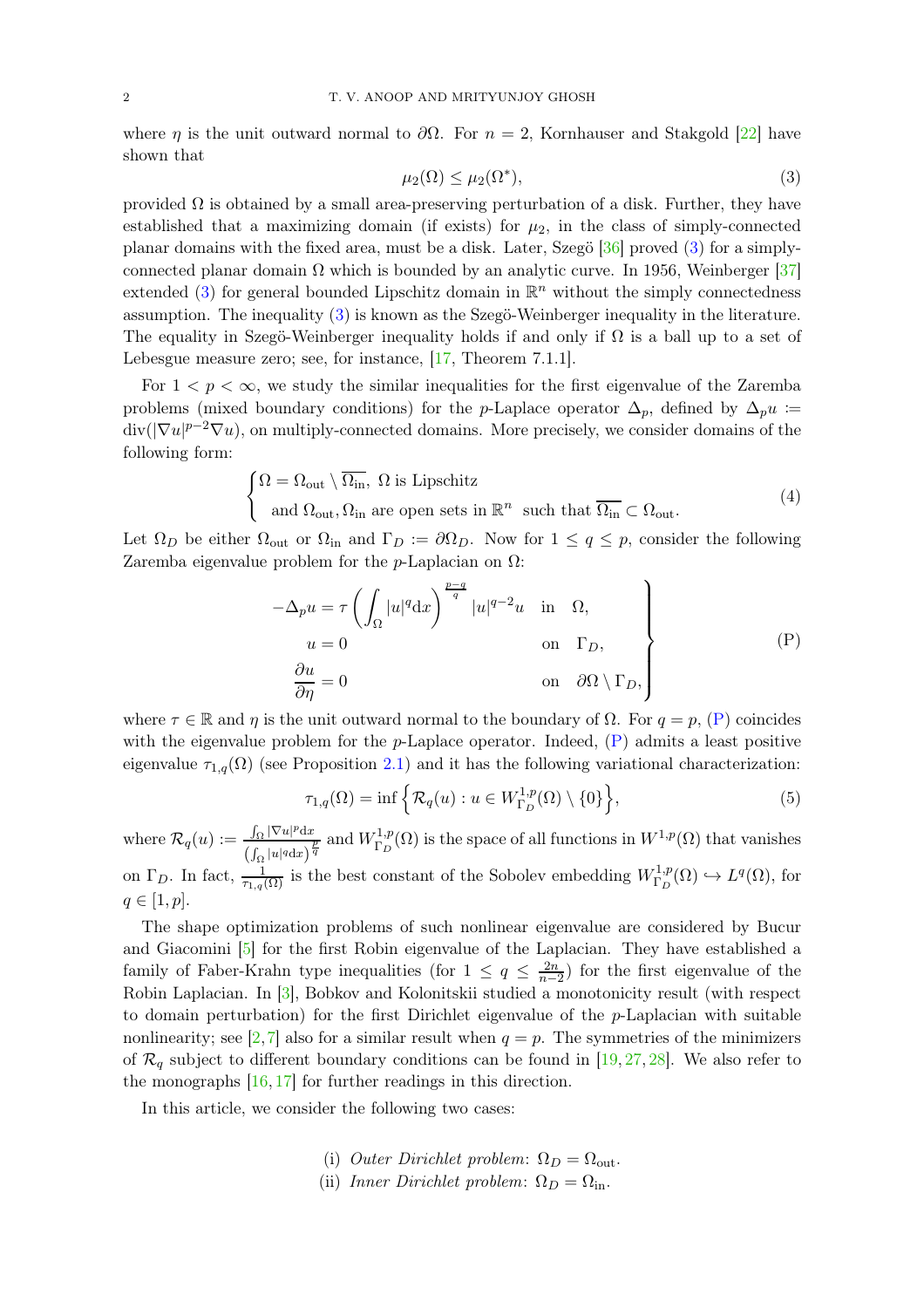where $\eta$ is the unit outward normal to $\partial\Omega$. For $n = 2$, Kornhauser and Stakgold [22] have shown that

$$\mu_2(\Omega) \leq \mu_2(\Omega^*), \tag{3}$$

provided $\Omega$ is obtained by a small area-preserving perturbation of a disk. Further, they have established that a maximizing domain (if exists) for $\mu_2$, in the class of simply-connected planar domains with the fixed area, must be a disk. Later, Szegö [36] proved (3) for a simply-connected planar domain $\Omega$ which is bounded by an analytic curve. In 1956, Weinberger [37] extended (3) for general bounded Lipschitz domain in $\mathbb{R}^n$ without the simply connectedness assumption. The inequality (3) is known as the Szegö-Weinberger inequality in the literature. The equality in Szegö-Weinberger inequality holds if and only if $\Omega$ is a ball up to a set of Lebesgue measure zero; see, for instance, [17, Theorem 7.1.1].

For $1 < p < \infty$, we study the similar inequalities for the first eigenvalue of the Zaremba problems (mixed boundary conditions) for the $p$-Laplace operator $\Delta_p$, defined by $\Delta_p u := \mathrm{div}(|\nabla u|^{p-2}\nabla u)$, on multiply-connected domains. More precisely, we consider domains of the following form:

$$\begin{cases} \Omega = \Omega_{\text{out}} \setminus \overline{\Omega_{\text{in}}},\ \Omega \text{ is Lipschitz} \\ \quad \text{and } \Omega_{\text{out}}, \Omega_{\text{in}} \text{ are open sets in } \mathbb{R}^n \text{ such that } \overline{\Omega_{\text{in}}} \subset \Omega_{\text{out}}. \end{cases} \tag{4}$$

Let $\Omega_D$ be either $\Omega_{\text{out}}$ or $\Omega_{\text{in}}$ and $\Gamma_D := \partial\Omega_D$. Now for $1 \leq q \leq p$, consider the following Zaremba eigenvalue problem for the $p$-Laplacian on $\Omega$:

$$\left.\begin{aligned} -\Delta_p u &= \tau \left( \int_\Omega |u|^q \mathrm{d}x \right)^{\frac{p-q}{q}} |u|^{q-2}u \quad \text{in} \quad \Omega, \\ u &= 0 \qquad\qquad\qquad\qquad\qquad \text{on} \quad \Gamma_D, \\ \frac{\partial u}{\partial \eta} &= 0 \qquad\qquad\qquad\qquad\qquad \text{on} \quad \partial\Omega \setminus \Gamma_D, \end{aligned}\right\} \tag{P}$$

where $\tau \in \mathbb{R}$ and $\eta$ is the unit outward normal to the boundary of $\Omega$. For $q = p$, (P) coincides with the eigenvalue problem for the $p$-Laplace operator. Indeed, (P) admits a least positive eigenvalue $\tau_{1,q}(\Omega)$ (see Proposition 2.1) and it has the following variational characterization:

$$\tau_{1,q}(\Omega) = \inf \left\{ \mathcal{R}_q(u) : u \in W^{1,p}_{\Gamma_D}(\Omega) \setminus \{0\} \right\}, \tag{5}$$

where $\mathcal{R}_q(u) := \frac{\int_\Omega |\nabla u|^p \mathrm{d}x}{\left(\int_\Omega |u|^q \mathrm{d}x\right)^{\frac{p}{q}}}$ and $W^{1,p}_{\Gamma_D}(\Omega)$ is the space of all functions in $W^{1,p}(\Omega)$ that vanishes on $\Gamma_D$. In fact, $\frac{1}{\tau_{1,q}(\Omega)}$ is the best constant of the Sobolev embedding $W^{1,p}_{\Gamma_D}(\Omega) \hookrightarrow L^q(\Omega)$, for $q \in [1, p]$.

The shape optimization problems of such nonlinear eigenvalue are considered by Bucur and Giacomini [5] for the first Robin eigenvalue of the Laplacian. They have established a family of Faber-Krahn type inequalities (for $1 \leq q \leq \frac{2n}{n-2}$) for the first eigenvalue of the Robin Laplacian. In [3], Bobkov and Kolonitskii studied a monotonicity result (with respect to domain perturbation) for the first Dirichlet eigenvalue of the $p$-Laplacian with suitable nonlinearity; see [2, 7] also for a similar result when $q = p$. The symmetries of the minimizers of $\mathcal{R}_q$ subject to different boundary conditions can be found in [19, 27, 28]. We also refer to the monographs [16, 17] for further readings in this direction.

In this article, we consider the following two cases:

(i) *Outer Dirichlet problem*: $\Omega_D = \Omega_{\text{out}}$.
(ii) *Inner Dirichlet problem*: $\Omega_D = \Omega_{\text{in}}$.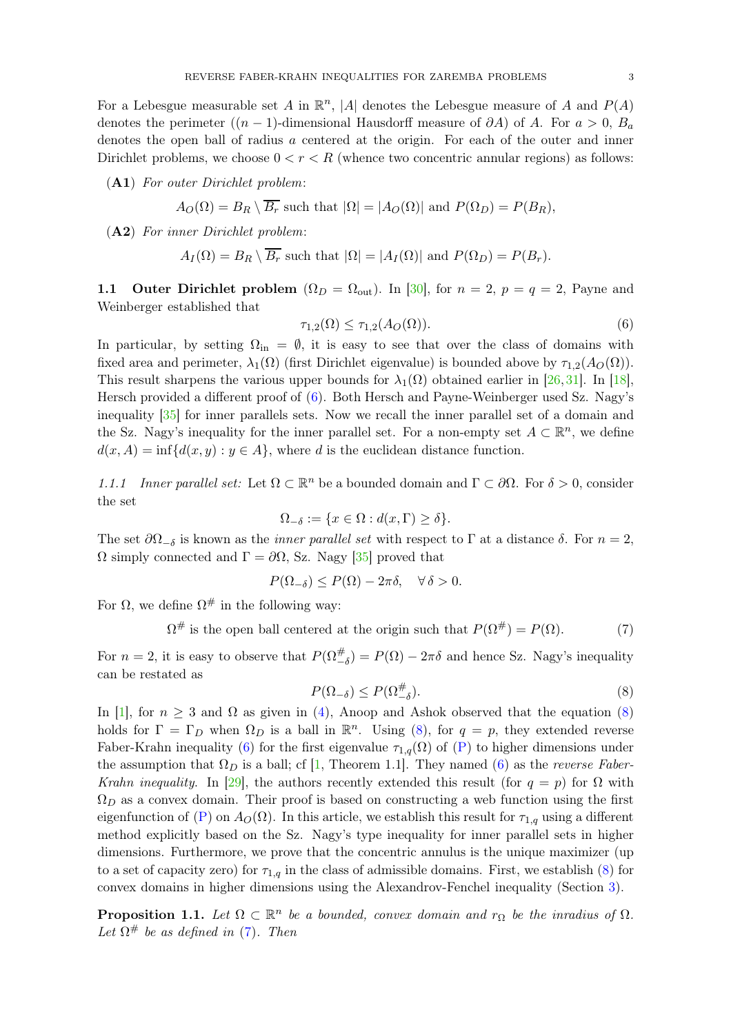For a Lebesgue measurable set $A$ in $\mathbb{R}^n$, $|A|$ denotes the Lebesgue measure of $A$ and $P(A)$ denotes the perimeter ($(n-1)$-dimensional Hausdorff measure of $\partial A$) of $A$. For $a > 0$, $B_a$ denotes the open ball of radius $a$ centered at the origin. For each of the outer and inner Dirichlet problems, we choose $0 < r < R$ (whence two concentric annular regions) as follows:

(**A1**) *For outer Dirichlet problem*:

$$A_O(\Omega) = B_R \setminus \overline{B_r} \text{ such that } |\Omega| = |A_O(\Omega)| \text{ and } P(\Omega_D) = P(B_R),$$

(**A2**) *For inner Dirichlet problem*:

$$A_I(\Omega) = B_R \setminus \overline{B_r} \text{ such that } |\Omega| = |A_I(\Omega)| \text{ and } P(\Omega_D) = P(B_r).$$

### 1.1 Outer Dirichlet problem ($\Omega_D = \Omega_{\text{out}}$).

In [30], for $n = 2$, $p = q = 2$, Payne and Weinberger established that

$$\tau_{1,2}(\Omega) \leq \tau_{1,2}(A_O(\Omega)). \tag{6}$$

In particular, by setting $\Omega_{\text{in}} = \emptyset$, it is easy to see that over the class of domains with fixed area and perimeter, $\lambda_1(\Omega)$ (first Dirichlet eigenvalue) is bounded above by $\tau_{1,2}(A_O(\Omega))$. This result sharpens the various upper bounds for $\lambda_1(\Omega)$ obtained earlier in [26, 31]. In [18], Hersch provided a different proof of (6). Both Hersch and Payne-Weinberger used Sz. Nagy's inequality [35] for inner parallels sets. Now we recall the inner parallel set of a domain and the Sz. Nagy's inequality for the inner parallel set. For a non-empty set $A \subset \mathbb{R}^n$, we define $d(x, A) = \inf\{d(x, y) : y \in A\}$, where $d$ is the euclidean distance function.

*1.1.1 Inner parallel set:* Let $\Omega \subset \mathbb{R}^n$ be a bounded domain and $\Gamma \subset \partial\Omega$. For $\delta > 0$, consider the set

$$\Omega_{-\delta} := \{x \in \Omega : d(x, \Gamma) \geq \delta\}.$$

The set $\partial\Omega_{-\delta}$ is known as the *inner parallel set* with respect to $\Gamma$ at a distance $\delta$. For $n = 2$, $\Omega$ simply connected and $\Gamma = \partial\Omega$, Sz. Nagy [35] proved that

$$P(\Omega_{-\delta}) \leq P(\Omega) - 2\pi\delta, \quad \forall\, \delta > 0.$$

For $\Omega$, we define $\Omega^{\#}$ in the following way:

$$\Omega^{\#} \text{ is the open ball centered at the origin such that } P(\Omega^{\#}) = P(\Omega). \tag{7}$$

For $n = 2$, it is easy to observe that $P(\Omega^{\#}_{-\delta}) = P(\Omega) - 2\pi\delta$ and hence Sz. Nagy's inequality can be restated as

$$P(\Omega_{-\delta}) \leq P(\Omega^{\#}_{-\delta}). \tag{8}$$

In [1], for $n \geq 3$ and $\Omega$ as given in (4), Anoop and Ashok observed that the equation (8) holds for $\Gamma = \Gamma_D$ when $\Omega_D$ is a ball in $\mathbb{R}^n$. Using (8), for $q = p$, they extended reverse Faber-Krahn inequality (6) for the first eigenvalue $\tau_{1,q}(\Omega)$ of (P) to higher dimensions under the assumption that $\Omega_D$ is a ball; cf [1, Theorem 1.1]. They named (6) as the *reverse Faber-Krahn inequality*. In [29], the authors recently extended this result (for $q = p$) for $\Omega$ with $\Omega_D$ as a convex domain. Their proof is based on constructing a web function using the first eigenfunction of (P) on $A_O(\Omega)$. In this article, we establish this result for $\tau_{1,q}$ using a different method explicitly based on the Sz. Nagy's type inequality for inner parallel sets in higher dimensions. Furthermore, we prove that the concentric annulus is the unique maximizer (up to a set of capacity zero) for $\tau_{1,q}$ in the class of admissible domains. First, we establish (8) for convex domains in higher dimensions using the Alexandrov-Fenchel inequality (Section 3).

**Proposition 1.1.** *Let $\Omega \subset \mathbb{R}^n$ be a bounded, convex domain and $r_\Omega$ be the inradius of $\Omega$. Let $\Omega^{\#}$ be as defined in (7). Then*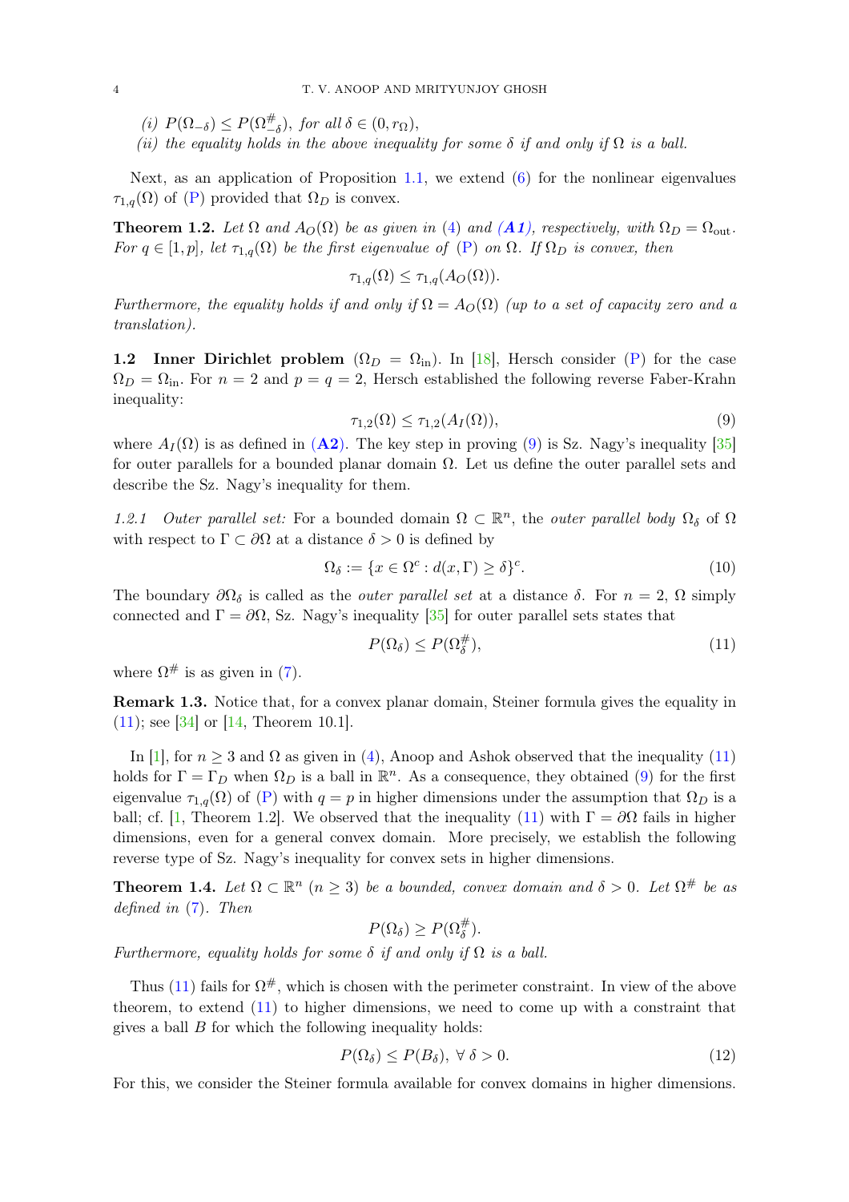*(i)* $P(\Omega_{-\delta}) \leq P(\Omega^{\#}_{-\delta})$, *for all* $\delta \in (0, r_\Omega)$,

*(ii) the equality holds in the above inequality for some* $\delta$ *if and only if* $\Omega$ *is a ball.*

Next, as an application of Proposition 1.1, we extend (6) for the nonlinear eigenvalues $\tau_{1,q}(\Omega)$ of (P) provided that $\Omega_D$ is convex.

**Theorem 1.2.** *Let* $\Omega$ *and* $A_O(\Omega)$ *be as given in* (4) *and* ***(A1)****, respectively, with* $\Omega_D = \Omega_{\text{out}}$*. For* $q \in [1, p]$*, let* $\tau_{1,q}(\Omega)$ *be the first eigenvalue of* (P) *on* $\Omega$*. If* $\Omega_D$ *is convex, then*

$$\tau_{1,q}(\Omega) \leq \tau_{1,q}(A_O(\Omega)).$$

*Furthermore, the equality holds if and only if* $\Omega = A_O(\Omega)$ *(up to a set of capacity zero and a translation).*

### 1.2 Inner Dirichlet problem ($\Omega_D = \Omega_{\text{in}}$).

In [18], Hersch consider (P) for the case $\Omega_D = \Omega_{\text{in}}$. For $n = 2$ and $p = q = 2$, Hersch established the following reverse Faber-Krahn inequality:

$$\tau_{1,2}(\Omega) \leq \tau_{1,2}(A_I(\Omega)), \tag{9}$$

where $A_I(\Omega)$ is as defined in **(A2)**. The key step in proving (9) is Sz. Nagy's inequality [35] for outer parallels for a bounded planar domain $\Omega$. Let us define the outer parallel sets and describe the Sz. Nagy's inequality for them.

*1.2.1 Outer parallel set:* For a bounded domain $\Omega \subset \mathbb{R}^n$, the *outer parallel body* $\Omega_\delta$ of $\Omega$ with respect to $\Gamma \subset \partial\Omega$ at a distance $\delta > 0$ is defined by

$$\Omega_\delta := \{x \in \Omega^c : d(x, \Gamma) \geq \delta\}^c. \tag{10}$$

The boundary $\partial\Omega_\delta$ is called as the *outer parallel set* at a distance $\delta$. For $n = 2$, $\Omega$ simply connected and $\Gamma = \partial\Omega$, Sz. Nagy's inequality [35] for outer parallel sets states that

$$P(\Omega_\delta) \leq P(\Omega^{\#}_\delta), \tag{11}$$

where $\Omega^{\#}$ is as given in (7).

**Remark 1.3.** Notice that, for a convex planar domain, Steiner formula gives the equality in (11); see [34] or [14, Theorem 10.1].

In [1], for $n \geq 3$ and $\Omega$ as given in (4), Anoop and Ashok observed that the inequality (11) holds for $\Gamma = \Gamma_D$ when $\Omega_D$ is a ball in $\mathbb{R}^n$. As a consequence, they obtained (9) for the first eigenvalue $\tau_{1,q}(\Omega)$ of (P) with $q = p$ in higher dimensions under the assumption that $\Omega_D$ is a ball; cf. [1, Theorem 1.2]. We observed that the inequality (11) with $\Gamma = \partial\Omega$ fails in higher dimensions, even for a general convex domain. More precisely, we establish the following reverse type of Sz. Nagy's inequality for convex sets in higher dimensions.

**Theorem 1.4.** *Let* $\Omega \subset \mathbb{R}^n$ $(n \geq 3)$ *be a bounded, convex domain and* $\delta > 0$*. Let* $\Omega^{\#}$ *be as defined in* (7)*. Then*

$$P(\Omega_\delta) \geq P(\Omega^{\#}_\delta).$$

*Furthermore, equality holds for some* $\delta$ *if and only if* $\Omega$ *is a ball.*

Thus (11) fails for $\Omega^{\#}$, which is chosen with the perimeter constraint. In view of the above theorem, to extend (11) to higher dimensions, we need to come up with a constraint that gives a ball $B$ for which the following inequality holds:

$$P(\Omega_\delta) \leq P(B_\delta), \ \forall \ \delta > 0. \tag{12}$$

For this, we consider the Steiner formula available for convex domains in higher dimensions.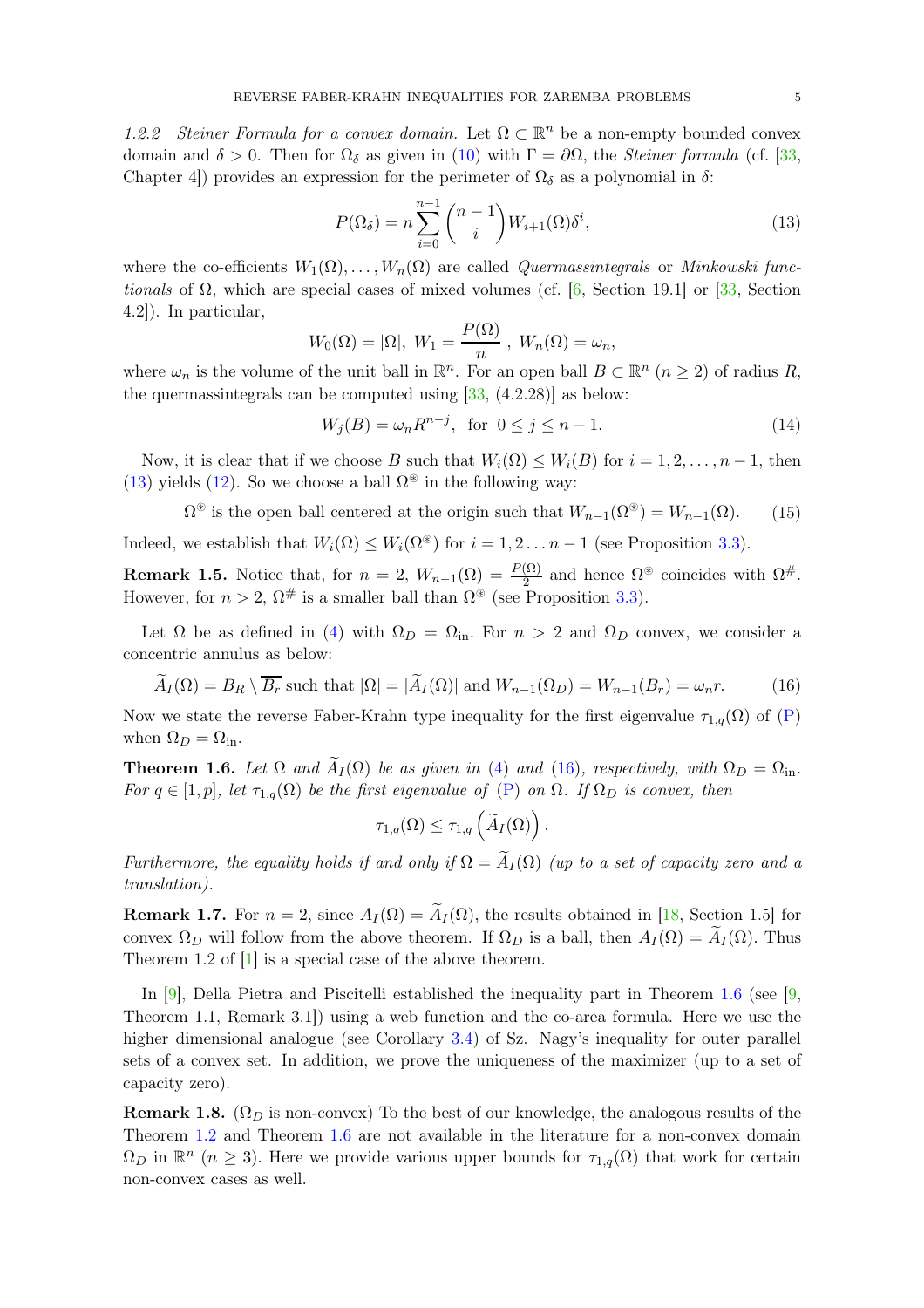*1.2.2 Steiner Formula for a convex domain.* Let $\Omega \subset \mathbb{R}^n$ be a non-empty bounded convex domain and $\delta > 0$. Then for $\Omega_\delta$ as given in (10) with $\Gamma = \partial\Omega$, the *Steiner formula* (cf. [33, Chapter 4]) provides an expression for the perimeter of $\Omega_\delta$ as a polynomial in $\delta$:

$$P(\Omega_\delta) = n \sum_{i=0}^{n-1} \binom{n-1}{i} W_{i+1}(\Omega)\delta^i, \tag{13}$$

where the co-efficients $W_1(\Omega), \dots, W_n(\Omega)$ are called *Quermassintegrals* or *Minkowski functionals* of $\Omega$, which are special cases of mixed volumes (cf. [6, Section 19.1] or [33, Section 4.2]). In particular,

$$W_0(\Omega) = |\Omega|, \ W_1 = \frac{P(\Omega)}{n}\ , \ W_n(\Omega) = \omega_n,$$

where $\omega_n$ is the volume of the unit ball in $\mathbb{R}^n$. For an open ball $B \subset \mathbb{R}^n$ $(n \geq 2)$ of radius $R$, the quermassintegrals can be computed using [33, (4.2.28)] as below:

$$W_j(B) = \omega_n R^{n-j}, \ \text{ for } \ 0 \leq j \leq n-1. \tag{14}$$

Now, it is clear that if we choose $B$ such that $W_i(\Omega) \leq W_i(B)$ for $i = 1, 2, \dots, n-1$, then (13) yields (12). So we choose a ball $\Omega^{\circledast}$ in the following way:

$$\Omega^{\circledast} \text{ is the open ball centered at the origin such that } W_{n-1}(\Omega^{\circledast}) = W_{n-1}(\Omega). \tag{15}$$

Indeed, we establish that $W_i(\Omega) \leq W_i(\Omega^{\circledast})$ for $i = 1, 2 \dots n-1$ (see Proposition 3.3).

**Remark 1.5.** Notice that, for $n = 2$, $W_{n-1}(\Omega) = \frac{P(\Omega)}{2}$ and hence $\Omega^{\circledast}$ coincides with $\Omega^{\#}$. However, for $n > 2$, $\Omega^{\#}$ is a smaller ball than $\Omega^{\circledast}$ (see Proposition 3.3).

Let $\Omega$ be as defined in (4) with $\Omega_D = \Omega_{\text{in}}$. For $n > 2$ and $\Omega_D$ convex, we consider a concentric annulus as below:

$$\widetilde{A}_I(\Omega) = B_R \setminus \overline{B_r} \text{ such that } |\Omega| = |\widetilde{A}_I(\Omega)| \text{ and } W_{n-1}(\Omega_D) = W_{n-1}(B_r) = \omega_n r. \tag{16}$$

Now we state the reverse Faber-Krahn type inequality for the first eigenvalue $\tau_{1,q}(\Omega)$ of (P) when $\Omega_D = \Omega_{\text{in}}$.

**Theorem 1.6.** *Let $\Omega$ and $\widetilde{A}_I(\Omega)$ be as given in (4) and (16), respectively, with $\Omega_D = \Omega_{\text{in}}$. For $q \in [1, p]$, let $\tau_{1,q}(\Omega)$ be the first eigenvalue of (P) on $\Omega$. If $\Omega_D$ is convex, then*

$$\tau_{1,q}(\Omega) \leq \tau_{1,q}\left(\widetilde{A}_I(\Omega)\right).$$

*Furthermore, the equality holds if and only if $\Omega = \widetilde{A}_I(\Omega)$ (up to a set of capacity zero and a translation).*

**Remark 1.7.** For $n = 2$, since $A_I(\Omega) = \widetilde{A}_I(\Omega)$, the results obtained in [18, Section 1.5] for convex $\Omega_D$ will follow from the above theorem. If $\Omega_D$ is a ball, then $A_I(\Omega) = \widetilde{A}_I(\Omega)$. Thus Theorem 1.2 of [1] is a special case of the above theorem.

In [9], Della Pietra and Piscitelli established the inequality part in Theorem 1.6 (see [9, Theorem 1.1, Remark 3.1]) using a web function and the co-area formula. Here we use the higher dimensional analogue (see Corollary 3.4) of Sz. Nagy's inequality for outer parallel sets of a convex set. In addition, we prove the uniqueness of the maximizer (up to a set of capacity zero).

**Remark 1.8.** ($\Omega_D$ is non-convex) To the best of our knowledge, the analogous results of the Theorem 1.2 and Theorem 1.6 are not available in the literature for a non-convex domain $\Omega_D$ in $\mathbb{R}^n$ $(n \geq 3)$. Here we provide various upper bounds for $\tau_{1,q}(\Omega)$ that work for certain non-convex cases as well.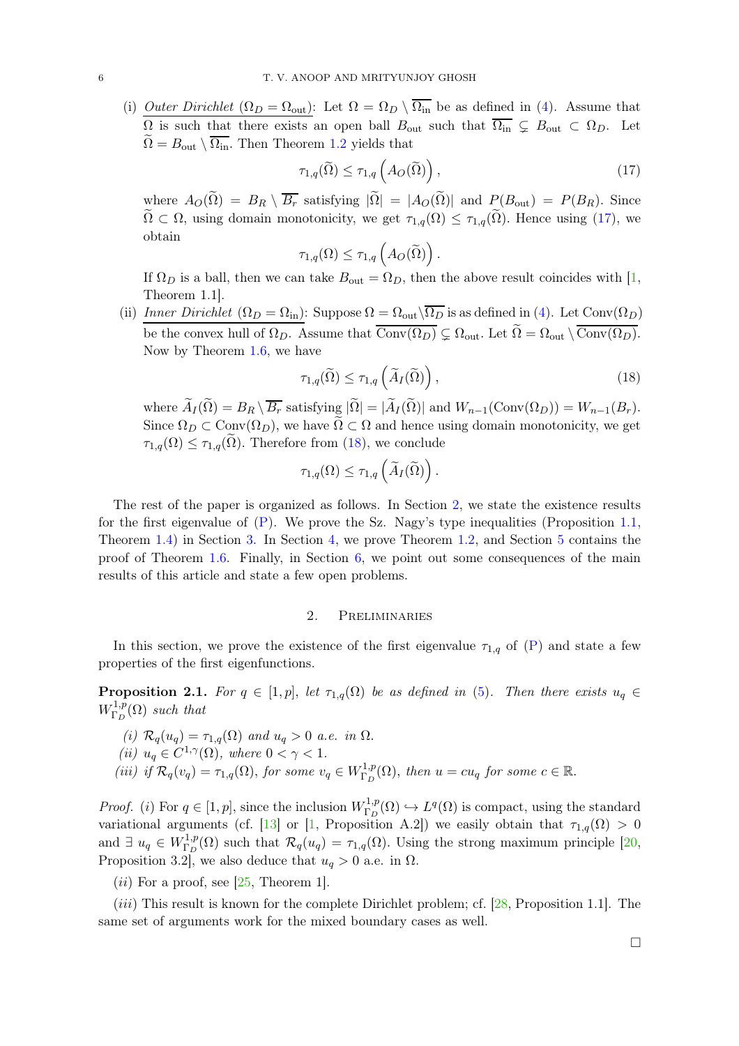(i) <u>Outer Dirichlet ($\Omega_D = \Omega_{\text{out}}$)</u>: Let $\Omega = \Omega_D \setminus \overline{\Omega_{\text{in}}}$ be as defined in (4). Assume that $\Omega$ is such that there exists an open ball $B_{\text{out}}$ such that $\overline{\Omega_{\text{in}}} \subsetneq B_{\text{out}} \subset \Omega_D$. Let $\widetilde{\Omega} = B_{\text{out}} \setminus \overline{\Omega_{\text{in}}}$. Then Theorem 1.2 yields that

$$\tau_{1,q}(\widetilde{\Omega}) \leq \tau_{1,q}\left(A_O(\widetilde{\Omega})\right), \tag{17}$$

where $A_O(\widetilde{\Omega}) = B_R \setminus \overline{B_r}$ satisfying $|\widetilde{\Omega}| = |A_O(\widetilde{\Omega})|$ and $P(B_{\text{out}}) = P(B_R)$. Since $\widetilde{\Omega} \subset \Omega$, using domain monotonicity, we get $\tau_{1,q}(\Omega) \leq \tau_{1,q}(\widetilde{\Omega})$. Hence using (17), we obtain

$$\tau_{1,q}(\Omega) \leq \tau_{1,q}\left(A_O(\widetilde{\Omega})\right).$$

If $\Omega_D$ is a ball, then we can take $B_{\text{out}} = \Omega_D$, then the above result coincides with [1, Theorem 1.1].

(ii) <u>Inner Dirichlet ($\Omega_D = \Omega_{\text{in}}$)</u>: Suppose $\Omega = \Omega_{\text{out}} \setminus \overline{\Omega_D}$ is as defined in (4). Let $\text{Conv}(\Omega_D)$ be the convex hull of $\Omega_D$. Assume that $\overline{\text{Conv}(\Omega_D)} \subsetneq \Omega_{\text{out}}$. Let $\widetilde{\Omega} = \Omega_{\text{out}} \setminus \overline{\text{Conv}(\Omega_D)}$. Now by Theorem 1.6, we have

$$\tau_{1,q}(\widetilde{\Omega}) \leq \tau_{1,q}\left(\widetilde{A}_I(\widetilde{\Omega})\right), \tag{18}$$

where $\widetilde{A}_I(\widetilde{\Omega}) = B_R \setminus \overline{B_r}$ satisfying $|\widetilde{\Omega}| = |\widetilde{A}_I(\widetilde{\Omega})|$ and $W_{n-1}(\text{Conv}(\Omega_D)) = W_{n-1}(B_r)$. Since $\Omega_D \subset \text{Conv}(\Omega_D)$, we have $\widetilde{\Omega} \subset \Omega$ and hence using domain monotonicity, we get $\tau_{1,q}(\Omega) \leq \tau_{1,q}(\widetilde{\Omega})$. Therefore from (18), we conclude

$$\tau_{1,q}(\Omega) \leq \tau_{1,q}\left(\widetilde{A}_I(\widetilde{\Omega})\right).$$

The rest of the paper is organized as follows. In Section 2, we state the existence results for the first eigenvalue of (P). We prove the Sz. Nagy's type inequalities (Proposition 1.1, Theorem 1.4) in Section 3. In Section 4, we prove Theorem 1.2, and Section 5 contains the proof of Theorem 1.6. Finally, in Section 6, we point out some consequences of the main results of this article and state a few open problems.

## 2. Preliminaries

In this section, we prove the existence of the first eigenvalue $\tau_{1,q}$ of (P) and state a few properties of the first eigenfunctions.

**Proposition 2.1.** *For $q \in [1,p]$, let $\tau_{1,q}(\Omega)$ be as defined in (5). Then there exists $u_q \in W^{1,p}_{\Gamma_D}(\Omega)$ such that*

*(i) $\mathcal{R}_q(u_q) = \tau_{1,q}(\Omega)$ and $u_q > 0$ a.e. in $\Omega$.*
*(ii) $u_q \in C^{1,\gamma}(\Omega)$, where $0 < \gamma < 1$.*
*(iii) if $\mathcal{R}_q(v_q) = \tau_{1,q}(\Omega)$, for some $v_q \in W^{1,p}_{\Gamma_D}(\Omega)$, then $u = cu_q$ for some $c \in \mathbb{R}$.*

*Proof.* $(i)$ For $q \in [1,p]$, since the inclusion $W^{1,p}_{\Gamma_D}(\Omega) \hookrightarrow L^q(\Omega)$ is compact, using the standard variational arguments (cf. [13] or [1, Proposition A.2]) we easily obtain that $\tau_{1,q}(\Omega) > 0$ and $\exists\ u_q \in W^{1,p}_{\Gamma_D}(\Omega)$ such that $\mathcal{R}_q(u_q) = \tau_{1,q}(\Omega)$. Using the strong maximum principle [20, Proposition 3.2], we also deduce that $u_q > 0$ a.e. in $\Omega$.

$(ii)$ For a proof, see [25, Theorem 1].

$(iii)$ This result is known for the complete Dirichlet problem; cf. [28, Proposition 1.1]. The same set of arguments work for the mixed boundary cases as well.

□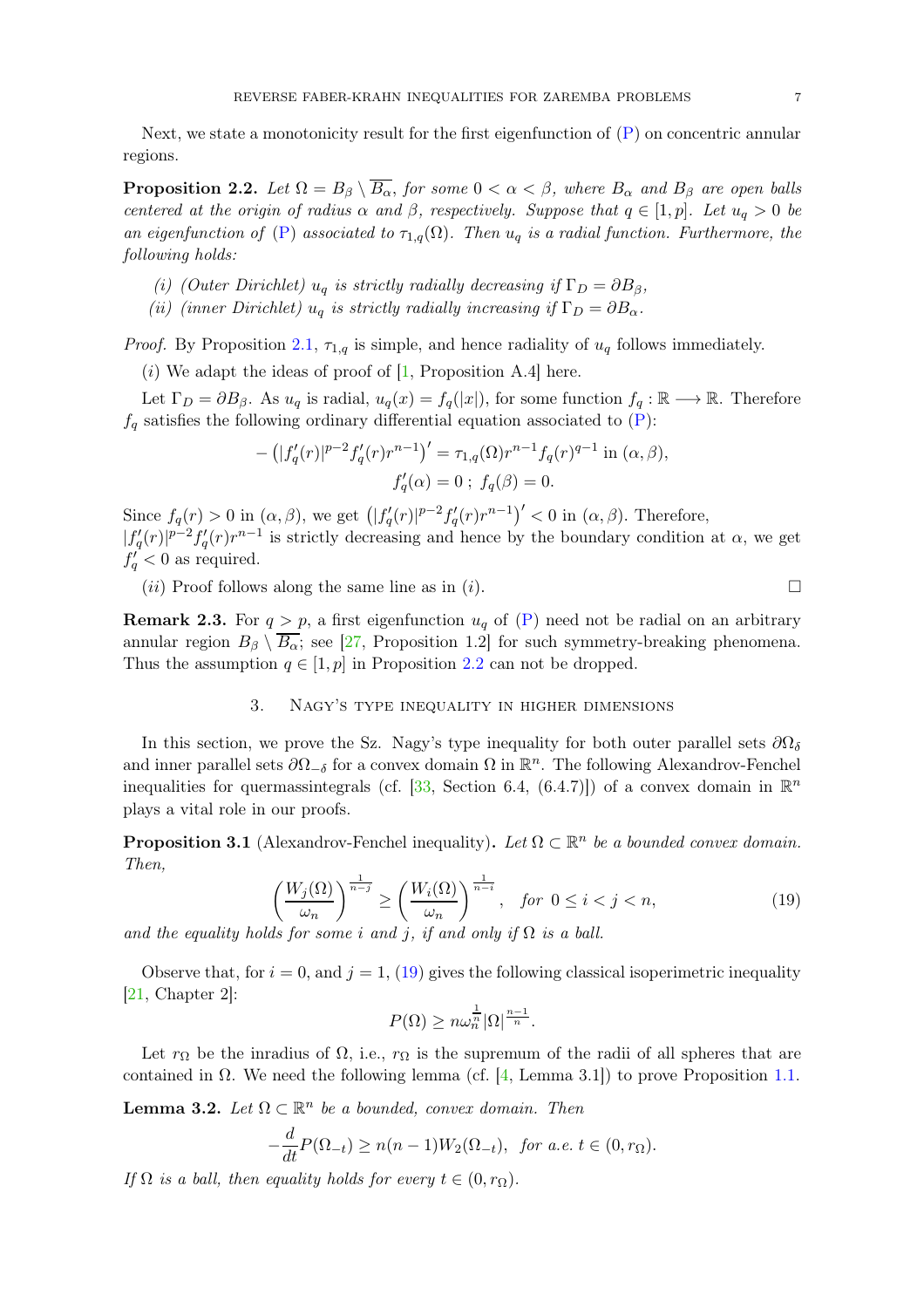Next, we state a monotonicity result for the first eigenfunction of (P) on concentric annular regions.

**Proposition 2.2.** *Let $\Omega = B_\beta \setminus \overline{B_\alpha}$, for some $0 < \alpha < \beta$, where $B_\alpha$ and $B_\beta$ are open balls centered at the origin of radius $\alpha$ and $\beta$, respectively. Suppose that $q \in [1, p]$. Let $u_q > 0$ be an eigenfunction of (P) associated to $\tau_{1,q}(\Omega)$. Then $u_q$ is a radial function. Furthermore, the following holds:*

- *(i) (Outer Dirichlet) $u_q$ is strictly radially decreasing if $\Gamma_D = \partial B_\beta$,*
- *(ii) (inner Dirichlet) $u_q$ is strictly radially increasing if $\Gamma_D = \partial B_\alpha$.*

*Proof.* By Proposition 2.1, $\tau_{1,q}$ is simple, and hence radiality of $u_q$ follows immediately.

$(i)$ We adapt the ideas of proof of [1, Proposition A.4] here.

Let $\Gamma_D = \partial B_\beta$. As $u_q$ is radial, $u_q(x) = f_q(|x|)$, for some function $f_q : \mathbb{R} \longrightarrow \mathbb{R}$. Therefore $f_q$ satisfies the following ordinary differential equation associated to (P):

$$- \left(|f_q'(r)|^{p-2} f_q'(r) r^{n-1}\right)' = \tau_{1,q}(\Omega) r^{n-1} f_q(r)^{q-1} \text{ in } (\alpha, \beta),$$
$$f_q'(\alpha) = 0 \; ; \; f_q(\beta) = 0.$$

Since $f_q(r) > 0$ in $(\alpha, \beta)$, we get $\left(|f_q'(r)|^{p-2} f_q'(r) r^{n-1}\right)' < 0$ in $(\alpha, \beta)$. Therefore, $|f_q'(r)|^{p-2} f_q'(r) r^{n-1}$ is strictly decreasing and hence by the boundary condition at $\alpha$, we get $f_q' < 0$ as required.

$(ii)$ Proof follows along the same line as in $(i)$. $\square$

**Remark 2.3.** For $q > p$, a first eigenfunction $u_q$ of (P) need not be radial on an arbitrary annular region $B_\beta \setminus \overline{B_\alpha}$; see [27, Proposition 1.2] for such symmetry-breaking phenomena. Thus the assumption $q \in [1, p]$ in Proposition 2.2 can not be dropped.

## 3. Nagy's type inequality in higher dimensions

In this section, we prove the Sz. Nagy's type inequality for both outer parallel sets $\partial\Omega_\delta$ and inner parallel sets $\partial\Omega_{-\delta}$ for a convex domain $\Omega$ in $\mathbb{R}^n$. The following Alexandrov-Fenchel inequalities for quermassintegrals (cf. [33, Section 6.4, (6.4.7)]) of a convex domain in $\mathbb{R}^n$ plays a vital role in our proofs.

**Proposition 3.1** (Alexandrov-Fenchel inequality)**.** *Let $\Omega \subset \mathbb{R}^n$ be a bounded convex domain. Then,*

$$\left(\frac{W_j(\Omega)}{\omega_n}\right)^{\frac{1}{n-j}} \geq \left(\frac{W_i(\Omega)}{\omega_n}\right)^{\frac{1}{n-i}}, \quad \text{for } 0 \leq i < j < n, \tag{19}$$

*and the equality holds for some $i$ and $j$, if and only if $\Omega$ is a ball.*

Observe that, for $i = 0$, and $j = 1$, (19) gives the following classical isoperimetric inequality [21, Chapter 2]:

$$P(\Omega) \geq n\omega_n^{\frac{1}{n}} |\Omega|^{\frac{n-1}{n}}.$$

Let $r_\Omega$ be the inradius of $\Omega$, i.e., $r_\Omega$ is the supremum of the radii of all spheres that are contained in $\Omega$. We need the following lemma (cf. [4, Lemma 3.1]) to prove Proposition 1.1.

**Lemma 3.2.** *Let $\Omega \subset \mathbb{R}^n$ be a bounded, convex domain. Then*

$$-\frac{d}{dt} P(\Omega_{-t}) \geq n(n-1) W_2(\Omega_{-t}), \;\; \text{for a.e. } t \in (0, r_\Omega).$$

*If $\Omega$ is a ball, then equality holds for every $t \in (0, r_\Omega)$.*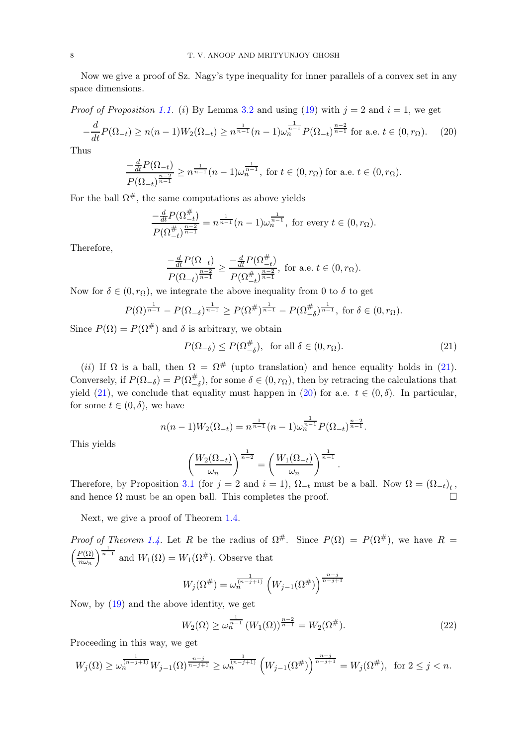Now we give a proof of Sz. Nagy's type inequality for inner parallels of a convex set in any space dimensions.

*Proof of Proposition 1.1.* (*i*) By Lemma 3.2 and using (19) with $j = 2$ and $i = 1$, we get

$$-\frac{d}{dt}P(\Omega_{-t}) \geq n(n-1)W_2(\Omega_{-t}) \geq n^{\frac{1}{n-1}}(n-1)\omega_n^{\frac{1}{n-1}}P(\Omega_{-t})^{\frac{n-2}{n-1}} \text{ for a.e. } t \in (0, r_\Omega). \tag{20}$$

Thus

$$\frac{-\frac{d}{dt}P(\Omega_{-t})}{P(\Omega_{-t})^{\frac{n-2}{n-1}}} \geq n^{\frac{1}{n-1}}(n-1)\omega_n^{\frac{1}{n-1}}, \text{ for } t \in (0, r_\Omega) \text{ for a.e. } t \in (0, r_\Omega).$$

For the ball $\Omega^{\#}$, the same computations as above yields

$$\frac{-\frac{d}{dt}P(\Omega^{\#}_{-t})}{P(\Omega^{\#}_{-t})^{\frac{n-2}{n-1}}} = n^{\frac{1}{n-1}}(n-1)\omega_n^{\frac{1}{n-1}}, \text{ for every } t \in (0, r_\Omega).$$

Therefore,

$$\frac{-\frac{d}{dt}P(\Omega_{-t})}{P(\Omega_{-t})^{\frac{n-2}{n-1}}} \geq \frac{-\frac{d}{dt}P(\Omega^{\#}_{-t})}{P(\Omega^{\#}_{-t})^{\frac{n-2}{n-1}}}, \text{ for a.e. } t \in (0, r_\Omega).$$

Now for $\delta \in (0, r_\Omega)$, we integrate the above inequality from 0 to $\delta$ to get

$$P(\Omega)^{\frac{1}{n-1}} - P(\Omega_{-\delta})^{\frac{1}{n-1}} \geq P(\Omega^{\#})^{\frac{1}{n-1}} - P(\Omega^{\#}_{-\delta})^{\frac{1}{n-1}}, \text{ for } \delta \in (0, r_\Omega).$$

Since $P(\Omega) = P(\Omega^{\#})$ and $\delta$ is arbitrary, we obtain

$$P(\Omega_{-\delta}) \leq P(\Omega^{\#}_{-\delta}), \ \text{ for all } \delta \in (0, r_\Omega). \tag{21}$$

(*ii*) If $\Omega$ is a ball, then $\Omega = \Omega^{\#}$ (upto translation) and hence equality holds in (21). Conversely, if $P(\Omega_{-\delta}) = P(\Omega^{\#}_{-\delta})$, for some $\delta \in (0, r_\Omega)$, then by retracing the calculations that yield (21), we conclude that equality must happen in (20) for a.e. $t \in (0, \delta)$. In particular, for some $t \in (0, \delta)$, we have

$$n(n-1)W_2(\Omega_{-t}) = n^{\frac{1}{n-1}}(n-1)\omega_n^{\frac{1}{n-1}}P(\Omega_{-t})^{\frac{n-2}{n-1}}.$$

This yields

$$\left(\frac{W_2(\Omega_{-t})}{\omega_n}\right)^{\frac{1}{n-2}} = \left(\frac{W_1(\Omega_{-t})}{\omega_n}\right)^{\frac{1}{n-1}}.$$

Therefore, by Proposition 3.1 (for $j = 2$ and $i = 1$), $\Omega_{-t}$ must be a ball. Now $\Omega = (\Omega_{-t})_t$, and hence $\Omega$ must be an open ball. This completes the proof. $\square$

Next, we give a proof of Theorem 1.4.

*Proof of Theorem 1.4.* Let $R$ be the radius of $\Omega^{\#}$. Since $P(\Omega) = P(\Omega^{\#})$, we have $R = \left(\frac{P(\Omega)}{n\omega_n}\right)^{\frac{1}{n-1}}$ and $W_1(\Omega) = W_1(\Omega^{\#})$. Observe that

$$W_j(\Omega^{\#}) = \omega_n^{\frac{1}{(n-j+1)}}\left(W_{j-1}(\Omega^{\#})\right)^{\frac{n-j}{n-j+1}}$$

Now, by (19) and the above identity, we get

$$W_2(\Omega) \geq \omega_n^{\frac{1}{n-1}}\left(W_1(\Omega)\right)^{\frac{n-2}{n-1}} = W_2(\Omega^{\#}). \tag{22}$$

Proceeding in this way, we get

$$W_j(\Omega) \geq \omega_n^{\frac{1}{(n-j+1)}}W_{j-1}(\Omega)^{\frac{n-j}{n-j+1}} \geq \omega_n^{\frac{1}{(n-j+1)}}\left(W_{j-1}(\Omega^{\#})\right)^{\frac{n-j}{n-j+1}} = W_j(\Omega^{\#}), \text{ for } 2 \leq j < n.$$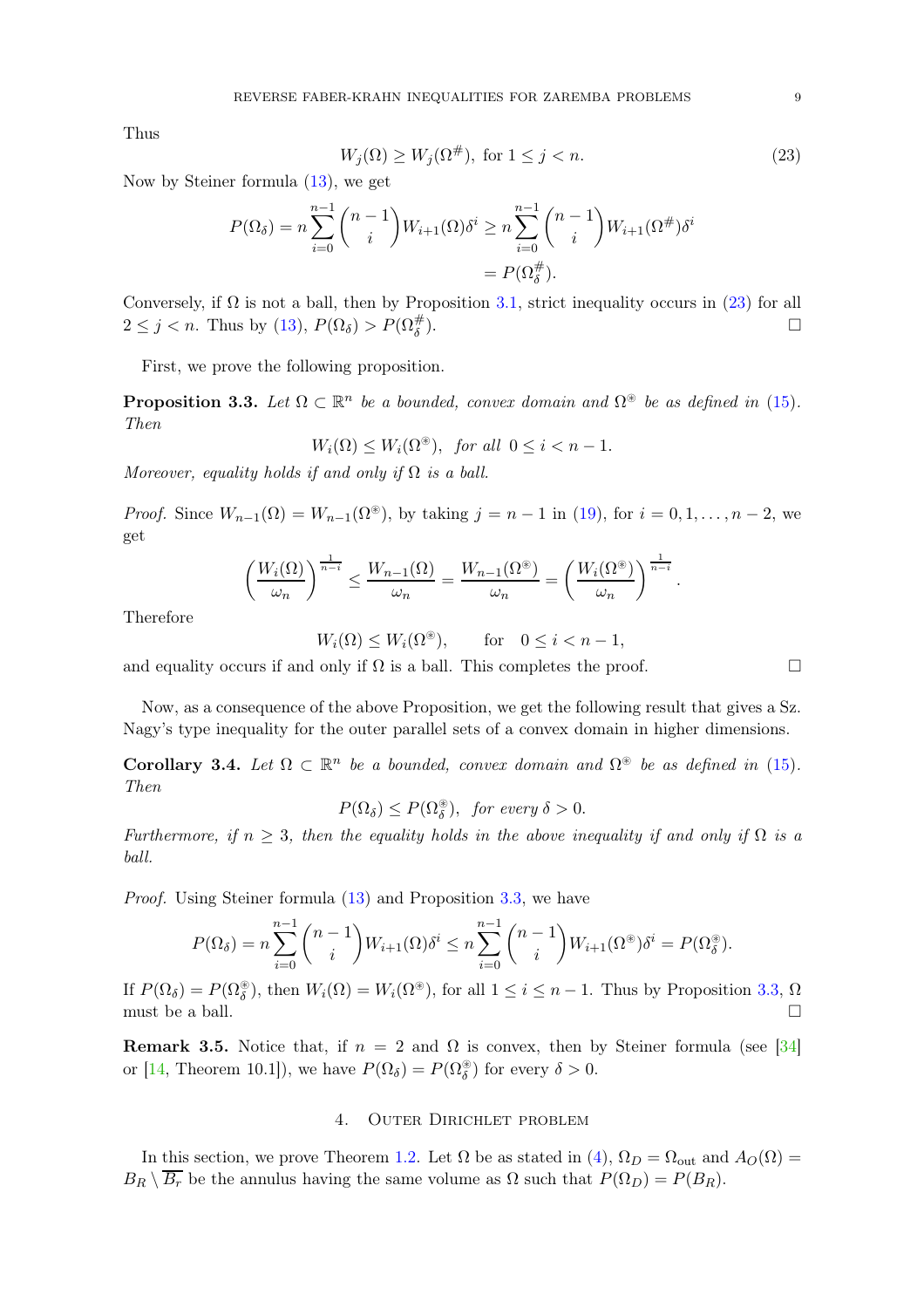Thus

$$W_j(\Omega) \geq W_j(\Omega^{\#}), \text{ for } 1 \leq j < n. \tag{23}$$

Now by Steiner formula (13), we get

$$\begin{aligned} P(\Omega_\delta) = n\sum_{i=0}^{n-1}\binom{n-1}{i}W_{i+1}(\Omega)\delta^i &\geq n\sum_{i=0}^{n-1}\binom{n-1}{i}W_{i+1}(\Omega^{\#})\delta^i \\ &= P(\Omega^{\#}_\delta). \end{aligned}$$

Conversely, if $\Omega$ is not a ball, then by Proposition 3.1, strict inequality occurs in (23) for all $2 \leq j < n$. Thus by (13), $P(\Omega_\delta) > P(\Omega^{\#}_\delta)$. ☐

First, we prove the following proposition.

**Proposition 3.3.** *Let $\Omega \subset \mathbb{R}^n$ be a bounded, convex domain and $\Omega^{\circledast}$ be as defined in (15). Then*

$$W_i(\Omega) \leq W_i(\Omega^{\circledast}), \quad \text{for all } 0 \leq i < n-1.$$

*Moreover, equality holds if and only if $\Omega$ is a ball.*

*Proof.* Since $W_{n-1}(\Omega) = W_{n-1}(\Omega^{\circledast})$, by taking $j = n-1$ in (19), for $i = 0, 1, \ldots, n-2$, we get

$$\left(\frac{W_i(\Omega)}{\omega_n}\right)^{\frac{1}{n-i}} \leq \frac{W_{n-1}(\Omega)}{\omega_n} = \frac{W_{n-1}(\Omega^{\circledast})}{\omega_n} = \left(\frac{W_i(\Omega^{\circledast})}{\omega_n}\right)^{\frac{1}{n-i}}.$$

Therefore

$$W_i(\Omega) \leq W_i(\Omega^{\circledast}), \qquad \text{for} \quad 0 \leq i < n-1,$$

and equality occurs if and only if $\Omega$ is a ball. This completes the proof. ☐

Now, as a consequence of the above Proposition, we get the following result that gives a Sz. Nagy's type inequality for the outer parallel sets of a convex domain in higher dimensions.

**Corollary 3.4.** *Let $\Omega \subset \mathbb{R}^n$ be a bounded, convex domain and $\Omega^{\circledast}$ be as defined in (15). Then*

$$P(\Omega_\delta) \leq P(\Omega^{\circledast}_\delta), \quad \text{for every } \delta > 0.$$

*Furthermore, if $n \geq 3$, then the equality holds in the above inequality if and only if $\Omega$ is a ball.*

*Proof.* Using Steiner formula (13) and Proposition 3.3, we have

$$P(\Omega_\delta) = n\sum_{i=0}^{n-1}\binom{n-1}{i}W_{i+1}(\Omega)\delta^i \leq n\sum_{i=0}^{n-1}\binom{n-1}{i}W_{i+1}(\Omega^{\circledast})\delta^i = P(\Omega^{\circledast}_\delta).$$

If $P(\Omega_\delta) = P(\Omega^{\circledast}_\delta)$, then $W_i(\Omega) = W_i(\Omega^{\circledast})$, for all $1 \leq i \leq n-1$. Thus by Proposition 3.3, $\Omega$ must be a ball. ☐

**Remark 3.5.** Notice that, if $n = 2$ and $\Omega$ is convex, then by Steiner formula (see [34] or [14, Theorem 10.1]), we have $P(\Omega_\delta) = P(\Omega^{\circledast}_\delta)$ for every $\delta > 0$.

## 4. Outer Dirichlet problem

In this section, we prove Theorem 1.2. Let $\Omega$ be as stated in (4), $\Omega_D = \Omega_{\text{out}}$ and $A_O(\Omega) = B_R \setminus \overline{B_r}$ be the annulus having the same volume as $\Omega$ such that $P(\Omega_D) = P(B_R)$.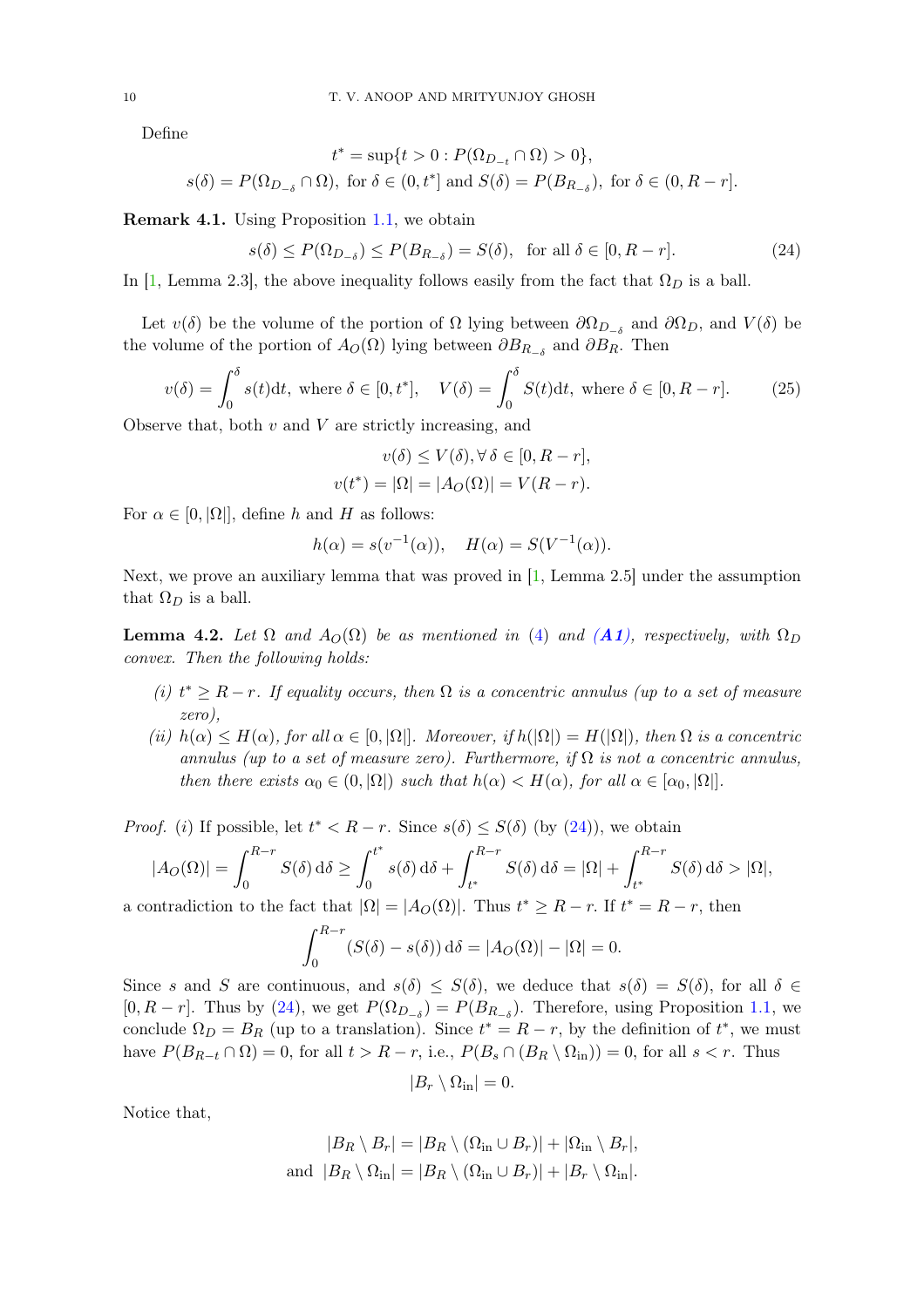Define

$$t^* = \sup\{t > 0 : P(\Omega_{D_{-t}} \cap \Omega) > 0\},$$
$$s(\delta) = P(\Omega_{D_{-\delta}} \cap \Omega), \text{ for } \delta \in (0, t^*] \text{ and } S(\delta) = P(B_{R_{-\delta}}), \text{ for } \delta \in (0, R-r].$$

**Remark 4.1.** Using Proposition 1.1, we obtain

$$s(\delta) \le P(\Omega_{D_{-\delta}}) \le P(B_{R_{-\delta}}) = S(\delta), \text{ for all } \delta \in [0, R-r]. \tag{24}$$

In [1, Lemma 2.3], the above inequality follows easily from the fact that $\Omega_D$ is a ball.

Let $v(\delta)$ be the volume of the portion of $\Omega$ lying between $\partial\Omega_{D_{-\delta}}$ and $\partial\Omega_D$, and $V(\delta)$ be the volume of the portion of $A_O(\Omega)$ lying between $\partial B_{R_{-\delta}}$ and $\partial B_R$. Then

$$v(\delta) = \int_0^\delta s(t)\mathrm{d}t, \text{ where } \delta \in [0, t^*], \quad V(\delta) = \int_0^\delta S(t)\mathrm{d}t, \text{ where } \delta \in [0, R-r]. \tag{25}$$

Observe that, both $v$ and $V$ are strictly increasing, and

$$v(\delta) \le V(\delta), \forall\, \delta \in [0, R-r],$$
$$v(t^*) = |\Omega| = |A_O(\Omega)| = V(R-r).$$

For $\alpha \in [0, |\Omega|]$, define $h$ and $H$ as follows:

$$h(\alpha) = s(v^{-1}(\alpha)), \quad H(\alpha) = S(V^{-1}(\alpha)).$$

Next, we prove an auxiliary lemma that was proved in [1, Lemma 2.5] under the assumption that $\Omega_D$ is a ball.

**Lemma 4.2.** *Let $\Omega$ and $A_O(\Omega)$ be as mentioned in (4) and **(A1)**, respectively, with $\Omega_D$ convex. Then the following holds:*

*(i) $t^* \ge R - r$. If equality occurs, then $\Omega$ is a concentric annulus (up to a set of measure zero),*

*(ii) $h(\alpha) \le H(\alpha)$, for all $\alpha \in [0, |\Omega|]$. Moreover, if $h(|\Omega|) = H(|\Omega|)$, then $\Omega$ is a concentric annulus (up to a set of measure zero). Furthermore, if $\Omega$ is not a concentric annulus, then there exists $\alpha_0 \in (0, |\Omega|)$ such that $h(\alpha) < H(\alpha)$, for all $\alpha \in [\alpha_0, |\Omega|]$.*

*Proof.* (i) If possible, let $t^* < R - r$. Since $s(\delta) \le S(\delta)$ (by (24)), we obtain

$$|A_O(\Omega)| = \int_0^{R-r} S(\delta)\,\mathrm{d}\delta \ge \int_0^{t^*} s(\delta)\,\mathrm{d}\delta + \int_{t^*}^{R-r} S(\delta)\,\mathrm{d}\delta = |\Omega| + \int_{t^*}^{R-r} S(\delta)\,\mathrm{d}\delta > |\Omega|,$$

a contradiction to the fact that $|\Omega| = |A_O(\Omega)|$. Thus $t^* \ge R - r$. If $t^* = R - r$, then

$$\int_0^{R-r} (S(\delta) - s(\delta))\,\mathrm{d}\delta = |A_O(\Omega)| - |\Omega| = 0.$$

Since $s$ and $S$ are continuous, and $s(\delta) \le S(\delta)$, we deduce that $s(\delta) = S(\delta)$, for all $\delta \in [0, R-r]$. Thus by (24), we get $P(\Omega_{D_{-\delta}}) = P(B_{R_{-\delta}})$. Therefore, using Proposition 1.1, we conclude $\Omega_D = B_R$ (up to a translation). Since $t^* = R - r$, by the definition of $t^*$, we must have $P(B_{R-t} \cap \Omega) = 0$, for all $t > R - r$, i.e., $P(B_s \cap (B_R \setminus \Omega_{\text{in}})) = 0$, for all $s < r$. Thus

$$|B_r \setminus \Omega_{\text{in}}| = 0.$$

Notice that,

$$|B_R \setminus B_r| = |B_R \setminus (\Omega_{\text{in}} \cup B_r)| + |\Omega_{\text{in}} \setminus B_r|,$$
$$\text{and } |B_R \setminus \Omega_{\text{in}}| = |B_R \setminus (\Omega_{\text{in}} \cup B_r)| + |B_r \setminus \Omega_{\text{in}}|.$$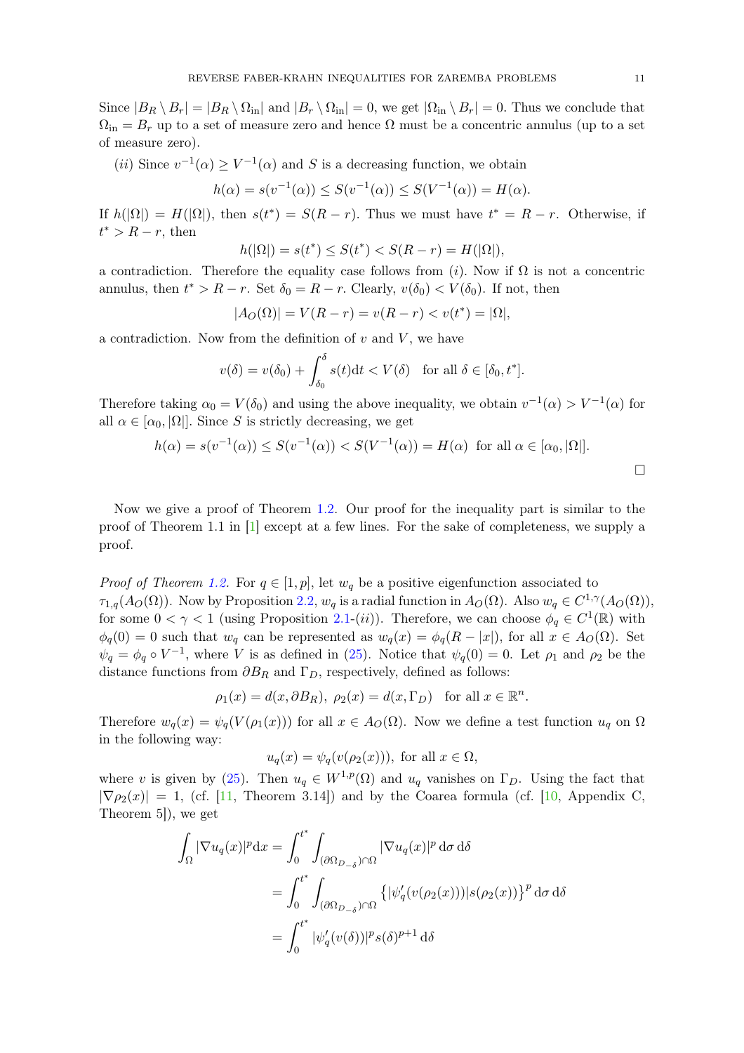Since $|B_R \setminus B_r| = |B_R \setminus \Omega_{\text{in}}|$ and $|B_r \setminus \Omega_{\text{in}}| = 0$, we get $|\Omega_{\text{in}} \setminus B_r| = 0$. Thus we conclude that $\Omega_{\text{in}} = B_r$ up to a set of measure zero and hence $\Omega$ must be a concentric annulus (up to a set of measure zero).

$(ii)$ Since $v^{-1}(\alpha) \geq V^{-1}(\alpha)$ and $S$ is a decreasing function, we obtain

$$h(\alpha) = s(v^{-1}(\alpha)) \leq S(v^{-1}(\alpha)) \leq S(V^{-1}(\alpha)) = H(\alpha).$$

If $h(|\Omega|) = H(|\Omega|)$, then $s(t^*) = S(R-r)$. Thus we must have $t^* = R - r$. Otherwise, if $t^* > R - r$, then

$$h(|\Omega|) = s(t^*) \leq S(t^*) < S(R-r) = H(|\Omega|),$$

a contradiction. Therefore the equality case follows from $(i)$. Now if $\Omega$ is not a concentric annulus, then $t^* > R - r$. Set $\delta_0 = R - r$. Clearly, $v(\delta_0) < V(\delta_0)$. If not, then

$$|A_O(\Omega)| = V(R-r) = v(R-r) < v(t^*) = |\Omega|,$$

a contradiction. Now from the definition of $v$ and $V$, we have

$$v(\delta) = v(\delta_0) + \int_{\delta_0}^{\delta} s(t) \mathrm{d}t < V(\delta) \quad \text{for all } \delta \in [\delta_0, t^*].$$

Therefore taking $\alpha_0 = V(\delta_0)$ and using the above inequality, we obtain $v^{-1}(\alpha) > V^{-1}(\alpha)$ for all $\alpha \in [\alpha_0, |\Omega|]$. Since $S$ is strictly decreasing, we get

$$h(\alpha) = s(v^{-1}(\alpha)) \leq S(v^{-1}(\alpha)) < S(V^{-1}(\alpha)) = H(\alpha) \ \text{ for all } \alpha \in [\alpha_0, |\Omega|].$$

$\square$

Now we give a proof of Theorem 1.2. Our proof for the inequality part is similar to the proof of Theorem 1.1 in [1] except at a few lines. For the sake of completeness, we supply a proof.

*Proof of Theorem 1.2.* For $q \in [1, p]$, let $w_q$ be a positive eigenfunction associated to $\tau_{1,q}(A_O(\Omega))$. Now by Proposition 2.2, $w_q$ is a radial function in $A_O(\Omega)$. Also $w_q \in C^{1,\gamma}(A_O(\Omega))$, for some $0 < \gamma < 1$ (using Proposition 2.1-$(ii)$). Therefore, we can choose $\phi_q \in C^1(\mathbb{R})$ with $\phi_q(0) = 0$ such that $w_q$ can be represented as $w_q(x) = \phi_q(R - |x|)$, for all $x \in A_O(\Omega)$. Set $\psi_q = \phi_q \circ V^{-1}$, where $V$ is as defined in (25). Notice that $\psi_q(0) = 0$. Let $\rho_1$ and $\rho_2$ be the distance functions from $\partial B_R$ and $\Gamma_D$, respectively, defined as follows:

$$\rho_1(x) = d(x, \partial B_R), \ \rho_2(x) = d(x, \Gamma_D) \quad \text{for all } x \in \mathbb{R}^n.$$

Therefore $w_q(x) = \psi_q(V(\rho_1(x)))$ for all $x \in A_O(\Omega)$. Now we define a test function $u_q$ on $\Omega$ in the following way:

$$u_q(x) = \psi_q(v(\rho_2(x))), \text{ for all } x \in \Omega,$$

where $v$ is given by (25). Then $u_q \in W^{1,p}(\Omega)$ and $u_q$ vanishes on $\Gamma_D$. Using the fact that $|\nabla \rho_2(x)| = 1$, (cf. [11, Theorem 3.14]) and by the Coarea formula (cf. [10, Appendix C, Theorem 5]), we get

$$\begin{aligned}
\int_\Omega |\nabla u_q(x)|^p \mathrm{d}x &= \int_0^{t^*} \int_{(\partial \Omega_{D_{-\delta}}) \cap \Omega} |\nabla u_q(x)|^p \, \mathrm{d}\sigma \, \mathrm{d}\delta \\
&= \int_0^{t^*} \int_{(\partial \Omega_{D_{-\delta}}) \cap \Omega} \left\{ |\psi_q'(v(\rho_2(x)))| s(\rho_2(x)) \right\}^p \mathrm{d}\sigma \, \mathrm{d}\delta \\
&= \int_0^{t^*} |\psi_q'(v(\delta))|^p s(\delta)^{p+1} \, \mathrm{d}\delta
\end{aligned}$$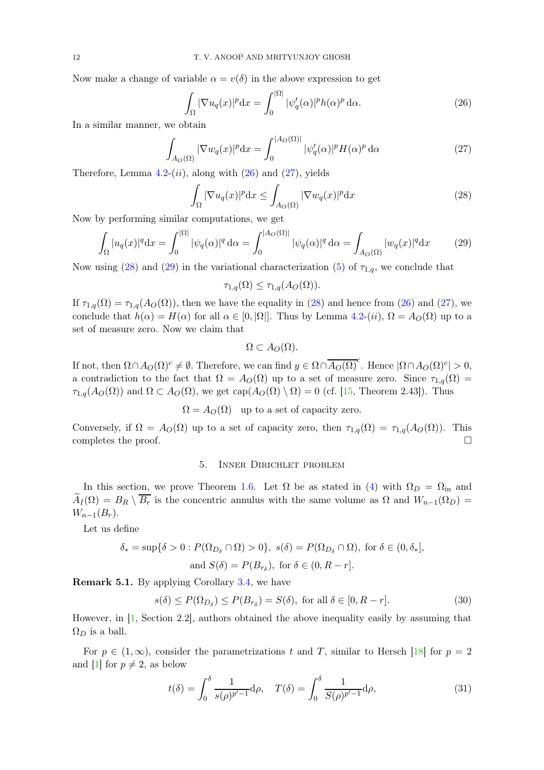Now make a change of variable $\alpha = v(\delta)$ in the above expression to get

$$\int_{\Omega} |\nabla u_q(x)|^p \mathrm{d}x = \int_0^{|\Omega|} |\psi_q'(\alpha)|^p h(\alpha)^p \, \mathrm{d}\alpha. \tag{26}$$

In a similar manner, we obtain

$$\int_{A_O(\Omega)} |\nabla w_q(x)|^p \mathrm{d}x = \int_0^{|A_O(\Omega)|} |\psi_q'(\alpha)|^p H(\alpha)^p \, \mathrm{d}\alpha \tag{27}$$

Therefore, Lemma 4.2-$(ii)$, along with (26) and (27), yields

$$\int_{\Omega} |\nabla u_q(x)|^p \mathrm{d}x \leq \int_{A_O(\Omega)} |\nabla w_q(x)|^p \mathrm{d}x \tag{28}$$

Now by performing similar computations, we get

$$\int_{\Omega} |u_q(x)|^q \mathrm{d}x = \int_0^{|\Omega|} |\psi_q(\alpha)|^q \, \mathrm{d}\alpha = \int_0^{|A_O(\Omega)|} |\psi_q(\alpha)|^q \, \mathrm{d}\alpha = \int_{A_O(\Omega)} |w_q(x)|^q \mathrm{d}x \tag{29}$$

Now using (28) and (29) in the variational characterization (5) of $\tau_{1,q}$, we conclude that

$$\tau_{1,q}(\Omega) \leq \tau_{1,q}(A_O(\Omega)).$$

If $\tau_{1,q}(\Omega) = \tau_{1,q}(A_O(\Omega))$, then we have the equality in (28) and hence from (26) and (27), we conclude that $h(\alpha) = H(\alpha)$ for all $\alpha \in [0, |\Omega|]$. Thus by Lemma 4.2-$(ii)$, $\Omega = A_O(\Omega)$ up to a set of measure zero. Now we claim that

$$\Omega \subset A_O(\Omega).$$

If not, then $\Omega \cap A_O(\Omega)^c \neq \emptyset$. Therefore, we can find $y \in \Omega \cap \overline{A_O(\Omega)}^c$. Hence $|\Omega \cap A_O(\Omega)^c| > 0$, a contradiction to the fact that $\Omega = A_O(\Omega)$ up to a set of measure zero. Since $\tau_{1,q}(\Omega) = \tau_{1,q}(A_O(\Omega))$ and $\Omega \subset A_O(\Omega)$, we get $\mathrm{cap}(A_O(\Omega) \setminus \Omega) = 0$ (cf. [15, Theorem 2.43]). Thus

$$\Omega = A_O(\Omega) \quad \text{up to a set of capacity zero.}$$

Conversely, if $\Omega = A_O(\Omega)$ up to a set of capacity zero, then $\tau_{1,q}(\Omega) = \tau_{1,q}(A_O(\Omega))$. This completes the proof. $\square$

## 5. Inner Dirichlet problem

In this section, we prove Theorem 1.6. Let $\Omega$ be as stated in (4) with $\Omega_D = \Omega_{\text{in}}$ and $\widetilde{A}_I(\Omega) = B_R \setminus \overline{B_r}$ is the concentric annulus with the same volume as $\Omega$ and $W_{n-1}(\Omega_D) = W_{n-1}(B_r)$.

Let us define

$$\delta_* = \sup\{\delta > 0 : P(\Omega_{D_\delta} \cap \Omega) > 0\},\ s(\delta) = P(\Omega_{D_\delta} \cap \Omega), \text{ for } \delta \in (0, \delta_*],$$
$$\text{and } S(\delta) = P(B_{r_\delta}), \text{ for } \delta \in (0, R - r].$$

**Remark 5.1.** By applying Corollary 3.4, we have

$$s(\delta) \leq P(\Omega_{D_\delta}) \leq P(B_{r_\delta}) = S(\delta), \text{ for all } \delta \in [0, R - r]. \tag{30}$$

However, in [1, Section 2.2], authors obtained the above inequality easily by assuming that $\Omega_D$ is a ball.

For $p \in (1, \infty)$, consider the parametrizations $t$ and $T$, similar to Hersch [18] for $p = 2$ and [1] for $p \neq 2$, as below

$$t(\delta) = \int_0^{\delta} \frac{1}{s(\rho)^{p'-1}} \mathrm{d}\rho, \quad T(\delta) = \int_0^{\delta} \frac{1}{S(\rho)^{p'-1}} \mathrm{d}\rho, \tag{31}$$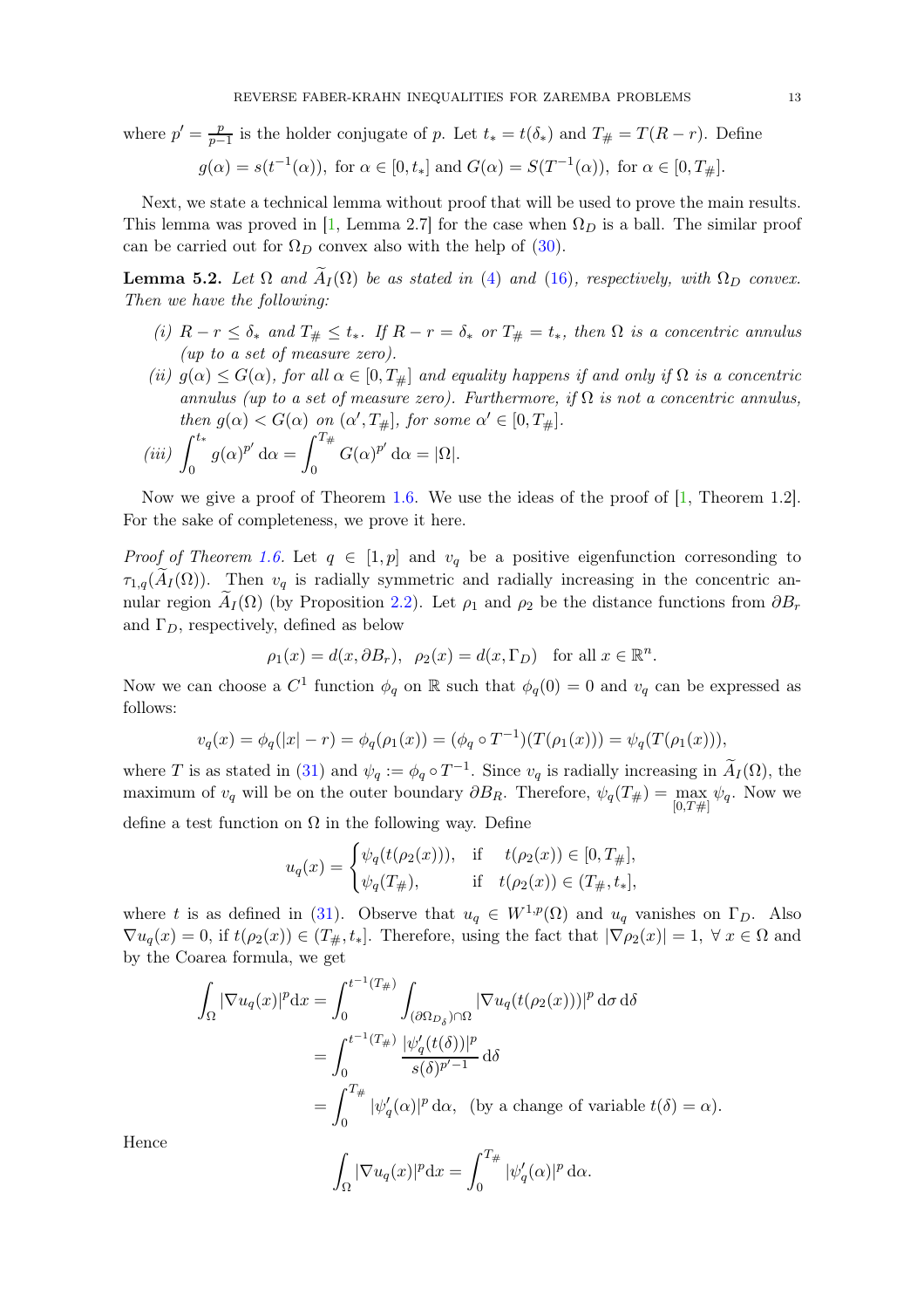where $p' = \frac{p}{p-1}$ is the holder conjugate of $p$. Let $t_* = t(\delta_*)$ and $T_\# = T(R-r)$. Define

$$g(\alpha) = s(t^{-1}(\alpha)), \text{ for } \alpha \in [0, t_*] \text{ and } G(\alpha) = S(T^{-1}(\alpha)), \text{ for } \alpha \in [0, T_\#].$$

Next, we state a technical lemma without proof that will be used to prove the main results. This lemma was proved in [1, Lemma 2.7] for the case when $\Omega_D$ is a ball. The similar proof can be carried out for $\Omega_D$ convex also with the help of (30).

**Lemma 5.2.** *Let $\Omega$ and $\widetilde{A}_I(\Omega)$ be as stated in (4) and (16), respectively, with $\Omega_D$ convex. Then we have the following:*

*(i) $R - r \leq \delta_*$ and $T_\# \leq t_*$. If $R - r = \delta_*$ or $T_\# = t_*$, then $\Omega$ is a concentric annulus (up to a set of measure zero).*

*(ii) $g(\alpha) \leq G(\alpha)$, for all $\alpha \in [0, T_\#]$ and equality happens if and only if $\Omega$ is a concentric annulus (up to a set of measure zero). Furthermore, if $\Omega$ is not a concentric annulus, then $g(\alpha) < G(\alpha)$ on $(\alpha', T_\#]$, for some $\alpha' \in [0, T_\#]$.*

*(iii) $\displaystyle\int_0^{t_*} g(\alpha)^{p'} \, d\alpha = \int_0^{T_\#} G(\alpha)^{p'} \, d\alpha = |\Omega|$.*

Now we give a proof of Theorem 1.6. We use the ideas of the proof of [1, Theorem 1.2]. For the sake of completeness, we prove it here.

*Proof of Theorem 1.6.* Let $q \in [1, p]$ and $v_q$ be a positive eigenfunction corresonding to $\tau_{1,q}(\widetilde{A}_I(\Omega))$. Then $v_q$ is radially symmetric and radially increasing in the concentric annular region $\widetilde{A}_I(\Omega)$ (by Proposition 2.2). Let $\rho_1$ and $\rho_2$ be the distance functions from $\partial B_r$ and $\Gamma_D$, respectively, defined as below

$$\rho_1(x) = d(x, \partial B_r), \;\; \rho_2(x) = d(x, \Gamma_D) \quad \text{for all } x \in \mathbb{R}^n.$$

Now we can choose a $C^1$ function $\phi_q$ on $\mathbb{R}$ such that $\phi_q(0) = 0$ and $v_q$ can be expressed as follows:

$$v_q(x) = \phi_q(|x| - r) = \phi_q(\rho_1(x)) = (\phi_q \circ T^{-1})(T(\rho_1(x))) = \psi_q(T(\rho_1(x))),$$

where $T$ is as stated in (31) and $\psi_q := \phi_q \circ T^{-1}$. Since $v_q$ is radially increasing in $\widetilde{A}_I(\Omega)$, the maximum of $v_q$ will be on the outer boundary $\partial B_R$. Therefore, $\psi_q(T_\#) = \max\limits_{[0, T\#]} \psi_q$. Now we define a test function on $\Omega$ in the following way. Define

$$u_q(x) = \begin{cases} \psi_q(t(\rho_2(x))), & \text{if} \quad t(\rho_2(x)) \in [0, T_\#], \\ \psi_q(T_\#), & \text{if} \quad t(\rho_2(x)) \in (T_\#, t_*], \end{cases}$$

where $t$ is as defined in (31). Observe that $u_q \in W^{1,p}(\Omega)$ and $u_q$ vanishes on $\Gamma_D$. Also $\nabla u_q(x) = 0$, if $t(\rho_2(x)) \in (T_\#, t_*]$. Therefore, using the fact that $|\nabla \rho_2(x)| = 1, \; \forall \, x \in \Omega$ and by the Coarea formula, we get

$$\begin{aligned}
\int_\Omega |\nabla u_q(x)|^p dx &= \int_0^{t^{-1}(T_\#)} \int_{(\partial \Omega_{D_\delta}) \cap \Omega} |\nabla u_q(t(\rho_2(x)))|^p \, d\sigma \, d\delta \\
&= \int_0^{t^{-1}(T_\#)} \frac{|\psi_q'(t(\delta))|^p}{s(\delta)^{p'-1}} \, d\delta \\
&= \int_0^{T_\#} |\psi_q'(\alpha)|^p \, d\alpha, \;\; \text{(by a change of variable } t(\delta) = \alpha).
\end{aligned}$$

Hence

$$\int_\Omega |\nabla u_q(x)|^p dx = \int_0^{T_\#} |\psi_q'(\alpha)|^p \, d\alpha.$$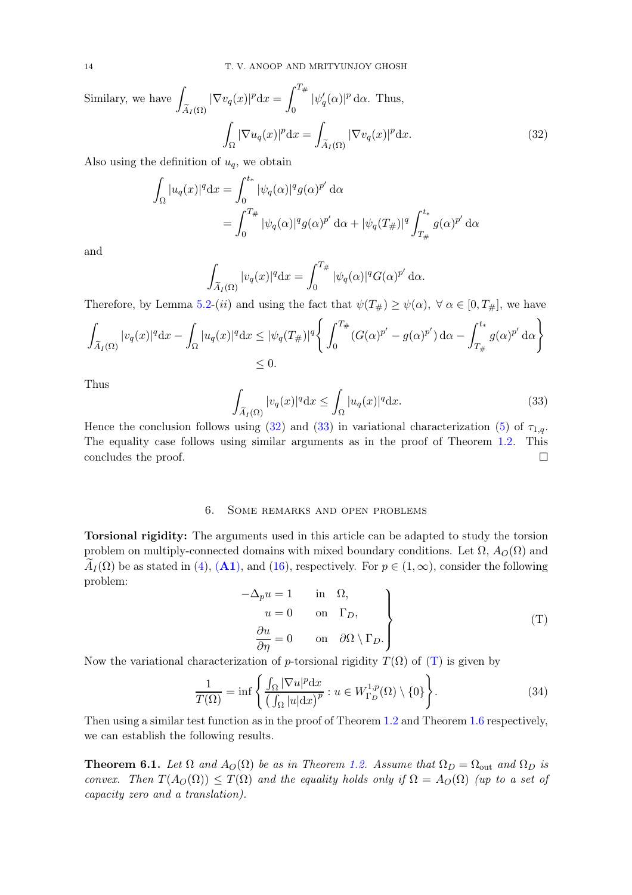Similary, we have $\int_{\widetilde{A}_I(\Omega)} |\nabla v_q(x)|^p \mathrm{d}x = \int_0^{T_\#} |\psi_q'(\alpha)|^p \, \mathrm{d}\alpha$. Thus,

$$\int_\Omega |\nabla u_q(x)|^p \mathrm{d}x = \int_{\widetilde{A}_I(\Omega)} |\nabla v_q(x)|^p \mathrm{d}x. \tag{32}$$

Also using the definition of $u_q$, we obtain

$$\begin{aligned}
\int_\Omega |u_q(x)|^q \mathrm{d}x &= \int_0^{t_*} |\psi_q(\alpha)|^q g(\alpha)^{p'} \, \mathrm{d}\alpha \\
&= \int_0^{T_\#} |\psi_q(\alpha)|^q g(\alpha)^{p'} \, \mathrm{d}\alpha + |\psi_q(T_\#)|^q \int_{T_\#}^{t_*} g(\alpha)^{p'} \, \mathrm{d}\alpha
\end{aligned}$$

and

$$\int_{\widetilde{A}_I(\Omega)} |v_q(x)|^q \mathrm{d}x = \int_0^{T_\#} |\psi_q(\alpha)|^q G(\alpha)^{p'} \, \mathrm{d}\alpha.$$

Therefore, by Lemma 5.2-$(ii)$ and using the fact that $\psi(T_\#) \geq \psi(\alpha), \ \forall \ \alpha \in [0, T_\#]$, we have

$$\begin{aligned}
\int_{\widetilde{A}_I(\Omega)} |v_q(x)|^q \mathrm{d}x - \int_\Omega |u_q(x)|^q \mathrm{d}x &\leq |\psi_q(T_\#)|^q \left\{ \int_0^{T_\#} (G(\alpha)^{p'} - g(\alpha)^{p'}) \, \mathrm{d}\alpha - \int_{T_\#}^{t_*} g(\alpha)^{p'} \, \mathrm{d}\alpha \right\} \\
&\leq 0.
\end{aligned}$$

Thus

$$\int_{\widetilde{A}_I(\Omega)} |v_q(x)|^q \mathrm{d}x \leq \int_\Omega |u_q(x)|^q \mathrm{d}x. \tag{33}$$

Hence the conclusion follows using (32) and (33) in variational characterization (5) of $\tau_{1,q}$. The equality case follows using similar arguments as in the proof of Theorem 1.2. This concludes the proof. $\square$

## 6. Some remarks and open problems

**Torsional rigidity:** The arguments used in this article can be adapted to study the torsion problem on multiply-connected domains with mixed boundary conditions. Let $\Omega$, $A_O(\Omega)$ and $\widetilde{A}_I(\Omega)$ be as stated in (4), (**A1**), and (16), respectively. For $p \in (1, \infty)$, consider the following problem:

$$\left.\begin{aligned}
-\Delta_p u &= 1 \quad &&\text{in} \quad \Omega, \\
u &= 0 \quad &&\text{on} \quad \Gamma_D, \\
\frac{\partial u}{\partial \eta} &= 0 \quad &&\text{on} \quad \partial\Omega \setminus \Gamma_D.
\end{aligned}\right\} \tag{T}$$

Now the variational characterization of $p$-torsional rigidity $T(\Omega)$ of (T) is given by

$$\frac{1}{T(\Omega)} = \inf \left\{ \frac{\int_\Omega |\nabla u|^p \mathrm{d}x}{\left( \int_\Omega |u| \mathrm{d}x \right)^p} : u \in W^{1,p}_{\Gamma_D}(\Omega) \setminus \{0\} \right\}. \tag{34}$$

Then using a similar test function as in the proof of Theorem 1.2 and Theorem 1.6 respectively, we can establish the following results.

**Theorem 6.1.** *Let $\Omega$ and $A_O(\Omega)$ be as in Theorem 1.2. Assume that $\Omega_D = \Omega_{\text{out}}$ and $\Omega_D$ is convex. Then $T(A_O(\Omega)) \leq T(\Omega)$ and the equality holds only if $\Omega = A_O(\Omega)$ (up to a set of capacity zero and a translation).*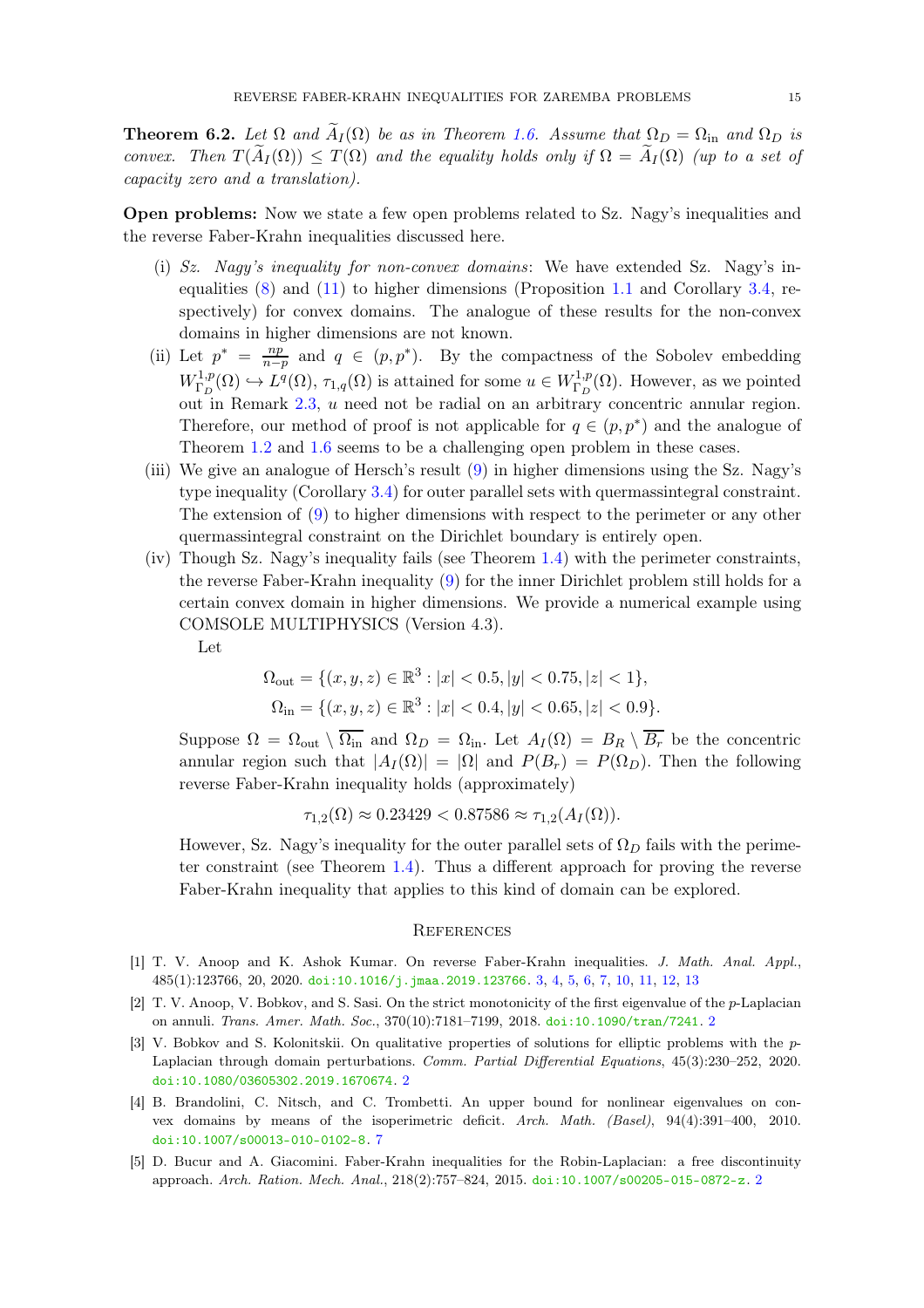**Theorem 6.2.** *Let $\Omega$ and $\widetilde{A}_I(\Omega)$ be as in Theorem 1.6. Assume that $\Omega_D = \Omega_{\rm in}$ and $\Omega_D$ is convex. Then $T(\widetilde{A}_I(\Omega)) \leq T(\Omega)$ and the equality holds only if $\Omega = \widetilde{A}_I(\Omega)$ (up to a set of capacity zero and a translation).*

**Open problems:** Now we state a few open problems related to Sz. Nagy's inequalities and the reverse Faber-Krahn inequalities discussed here.

(i) *Sz. Nagy's inequality for non-convex domains*: We have extended Sz. Nagy's inequalities (8) and (11) to higher dimensions (Proposition 1.1 and Corollary 3.4, respectively) for convex domains. The analogue of these results for the non-convex domains in higher dimensions are not known.

(ii) Let $p^* = \frac{np}{n-p}$ and $q \in (p, p^*)$. By the compactness of the Sobolev embedding $W^{1,p}_{\Gamma_D}(\Omega) \hookrightarrow L^q(\Omega)$, $\tau_{1,q}(\Omega)$ is attained for some $u \in W^{1,p}_{\Gamma_D}(\Omega)$. However, as we pointed out in Remark 2.3, $u$ need not be radial on an arbitrary concentric annular region. Therefore, our method of proof is not applicable for $q \in (p, p^*)$ and the analogue of Theorem 1.2 and 1.6 seems to be a challenging open problem in these cases.

(iii) We give an analogue of Hersch's result (9) in higher dimensions using the Sz. Nagy's type inequality (Corollary 3.4) for outer parallel sets with quermassintegral constraint. The extension of (9) to higher dimensions with respect to the perimeter or any other quermassintegral constraint on the Dirichlet boundary is entirely open.

(iv) Though Sz. Nagy's inequality fails (see Theorem 1.4) with the perimeter constraints, the reverse Faber-Krahn inequality (9) for the inner Dirichlet problem still holds for a certain convex domain in higher dimensions. We provide a numerical example using COMSOLE MULTIPHYSICS (Version 4.3).

Let

$$
\begin{aligned}
\Omega_{\rm out} &= \{(x,y,z) \in \mathbb{R}^3 : |x| < 0.5, |y| < 0.75, |z| < 1\}, \\
\Omega_{\rm in} &= \{(x,y,z) \in \mathbb{R}^3 : |x| < 0.4, |y| < 0.65, |z| < 0.9\}.
\end{aligned}
$$

Suppose $\Omega = \Omega_{\rm out} \setminus \overline{\Omega_{\rm in}}$ and $\Omega_D = \Omega_{\rm in}$. Let $A_I(\Omega) = B_R \setminus \overline{B_r}$ be the concentric annular region such that $|A_I(\Omega)| = |\Omega|$ and $P(B_r) = P(\Omega_D)$. Then the following reverse Faber-Krahn inequality holds (approximately)

$$
\tau_{1,2}(\Omega) \approx 0.23429 < 0.87586 \approx \tau_{1,2}(A_I(\Omega)).
$$

However, Sz. Nagy's inequality for the outer parallel sets of $\Omega_D$ fails with the perimeter constraint (see Theorem 1.4). Thus a different approach for proving the reverse Faber-Krahn inequality that applies to this kind of domain can be explored.

## References

[1] T. V. Anoop and K. Ashok Kumar. On reverse Faber-Krahn inequalities. *J. Math. Anal. Appl.*, 485(1):123766, 20, 2020. doi:10.1016/j.jmaa.2019.123766. 3, 4, 5, 6, 7, 10, 11, 12, 13

[2] T. V. Anoop, V. Bobkov, and S. Sasi. On the strict monotonicity of the first eigenvalue of the $p$-Laplacian on annuli. *Trans. Amer. Math. Soc.*, 370(10):7181–7199, 2018. doi:10.1090/tran/7241. 2

[3] V. Bobkov and S. Kolonitskii. On qualitative properties of solutions for elliptic problems with the $p$-Laplacian through domain perturbations. *Comm. Partial Differential Equations*, 45(3):230–252, 2020. doi:10.1080/03605302.2019.1670674. 2

[4] B. Brandolini, C. Nitsch, and C. Trombetti. An upper bound for nonlinear eigenvalues on convex domains by means of the isoperimetric deficit. *Arch. Math. (Basel)*, 94(4):391–400, 2010. doi:10.1007/s00013-010-0102-8. 7

[5] D. Bucur and A. Giacomini. Faber-Krahn inequalities for the Robin-Laplacian: a free discontinuity approach. *Arch. Ration. Mech. Anal.*, 218(2):757–824, 2015. doi:10.1007/s00205-015-0872-z. 2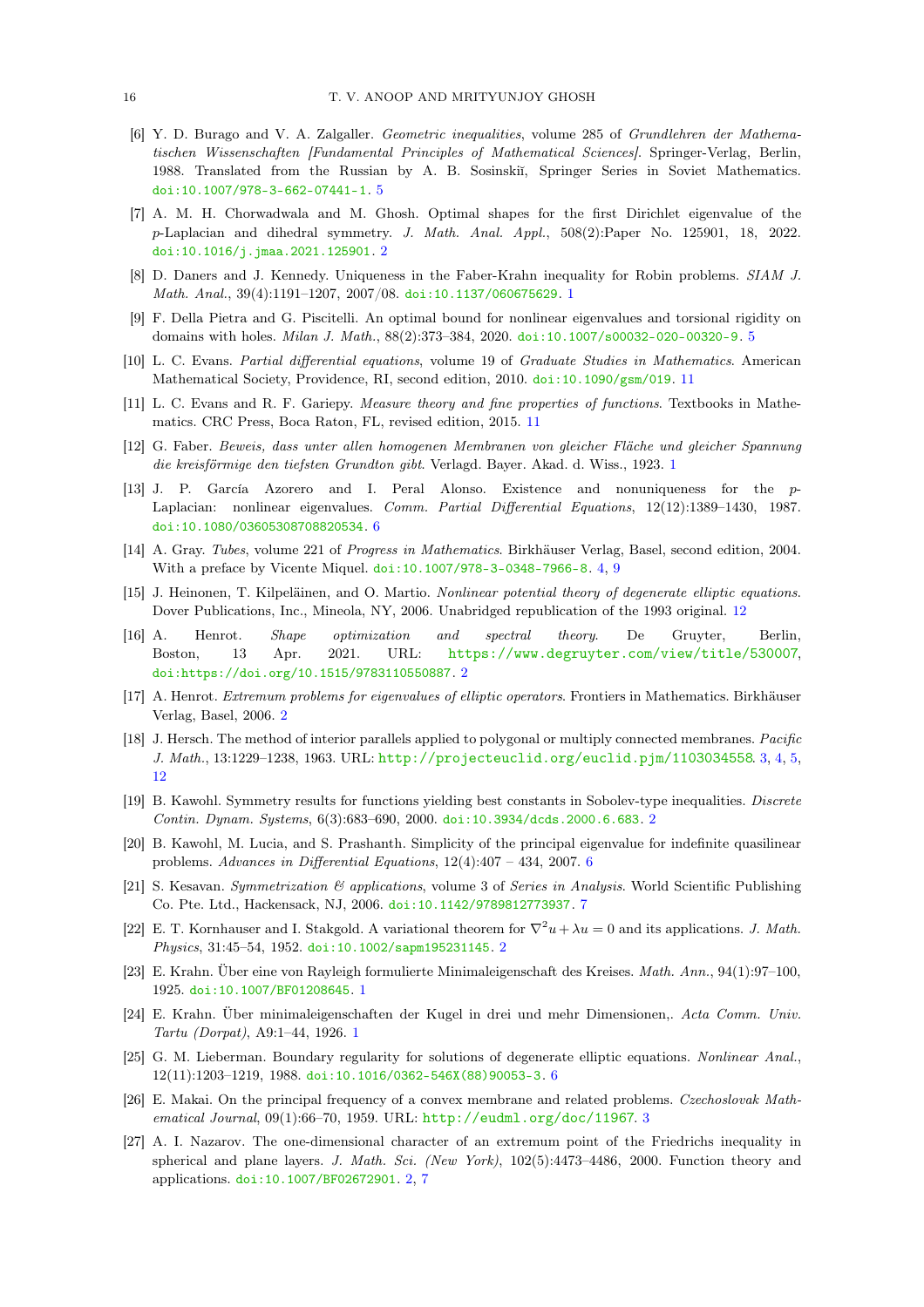[6] Y. D. Burago and V. A. Zalgaller. *Geometric inequalities*, volume 285 of *Grundlehren der Mathematischen Wissenschaften [Fundamental Principles of Mathematical Sciences]*. Springer-Verlag, Berlin, 1988. Translated from the Russian by A. B. Sosinskiĭ, Springer Series in Soviet Mathematics. doi:10.1007/978-3-662-07441-1. 5

[7] A. M. H. Chorwadwala and M. Ghosh. Optimal shapes for the first Dirichlet eigenvalue of the $p$-Laplacian and dihedral symmetry. *J. Math. Anal. Appl.*, 508(2):Paper No. 125901, 18, 2022. doi:10.1016/j.jmaa.2021.125901. 2

[8] D. Daners and J. Kennedy. Uniqueness in the Faber-Krahn inequality for Robin problems. *SIAM J. Math. Anal.*, 39(4):1191–1207, 2007/08. doi:10.1137/060675629. 1

[9] F. Della Pietra and G. Piscitelli. An optimal bound for nonlinear eigenvalues and torsional rigidity on domains with holes. *Milan J. Math.*, 88(2):373–384, 2020. doi:10.1007/s00032-020-00320-9. 5

[10] L. C. Evans. *Partial differential equations*, volume 19 of *Graduate Studies in Mathematics*. American Mathematical Society, Providence, RI, second edition, 2010. doi:10.1090/gsm/019. 11

[11] L. C. Evans and R. F. Gariepy. *Measure theory and fine properties of functions*. Textbooks in Mathematics. CRC Press, Boca Raton, FL, revised edition, 2015. 11

[12] G. Faber. *Beweis, dass unter allen homogenen Membranen von gleicher Fläche und gleicher Spannung die kreisförmige den tiefsten Grundton gibt*. Verlagd. Bayer. Akad. d. Wiss., 1923. 1

[13] J. P. García Azorero and I. Peral Alonso. Existence and nonuniqueness for the $p$-Laplacian: nonlinear eigenvalues. *Comm. Partial Differential Equations*, 12(12):1389–1430, 1987. doi:10.1080/03605308708820534. 6

[14] A. Gray. *Tubes*, volume 221 of *Progress in Mathematics*. Birkhäuser Verlag, Basel, second edition, 2004. With a preface by Vicente Miquel. doi:10.1007/978-3-0348-7966-8. 4, 9

[15] J. Heinonen, T. Kilpeläinen, and O. Martio. *Nonlinear potential theory of degenerate elliptic equations*. Dover Publications, Inc., Mineola, NY, 2006. Unabridged republication of the 1993 original. 12

[16] A. Henrot. *Shape optimization and spectral theory*. De Gruyter, Berlin, Boston, 13 Apr. 2021. URL: https://www.degruyter.com/view/title/530007, doi:https://doi.org/10.1515/9783110550887. 2

[17] A. Henrot. *Extremum problems for eigenvalues of elliptic operators*. Frontiers in Mathematics. Birkhäuser Verlag, Basel, 2006. 2

[18] J. Hersch. The method of interior parallels applied to polygonal or multiply connected membranes. *Pacific J. Math.*, 13:1229–1238, 1963. URL: http://projecteuclid.org/euclid.pjm/1103034558. 3, 4, 5, 12

[19] B. Kawohl. Symmetry results for functions yielding best constants in Sobolev-type inequalities. *Discrete Contin. Dynam. Systems*, 6(3):683–690, 2000. doi:10.3934/dcds.2000.6.683. 2

[20] B. Kawohl, M. Lucia, and S. Prashanth. Simplicity of the principal eigenvalue for indefinite quasilinear problems. *Advances in Differential Equations*, 12(4):407 – 434, 2007. 6

[21] S. Kesavan. *Symmetrization & applications*, volume 3 of *Series in Analysis*. World Scientific Publishing Co. Pte. Ltd., Hackensack, NJ, 2006. doi:10.1142/9789812773937. 7

[22] E. T. Kornhauser and I. Stakgold. A variational theorem for $\nabla^2 u + \lambda u = 0$ and its applications. *J. Math. Physics*, 31:45–54, 1952. doi:10.1002/sapm195231145. 2

[23] E. Krahn. Über eine von Rayleigh formulierte Minimaleigenschaft des Kreises. *Math. Ann.*, 94(1):97–100, 1925. doi:10.1007/BF01208645. 1

[24] E. Krahn. Über minimaleigenschaften der Kugel in drei und mehr Dimensionen,. *Acta Comm. Univ. Tartu (Dorpat)*, A9:1–44, 1926. 1

[25] G. M. Lieberman. Boundary regularity for solutions of degenerate elliptic equations. *Nonlinear Anal.*, 12(11):1203–1219, 1988. doi:10.1016/0362-546X(88)90053-3. 6

[26] E. Makai. On the principal frequency of a convex membrane and related problems. *Czechoslovak Mathematical Journal*, 09(1):66–70, 1959. URL: http://eudml.org/doc/11967. 3

[27] A. I. Nazarov. The one-dimensional character of an extremum point of the Friedrichs inequality in spherical and plane layers. *J. Math. Sci. (New York)*, 102(5):4473–4486, 2000. Function theory and applications. doi:10.1007/BF02672901. 2, 7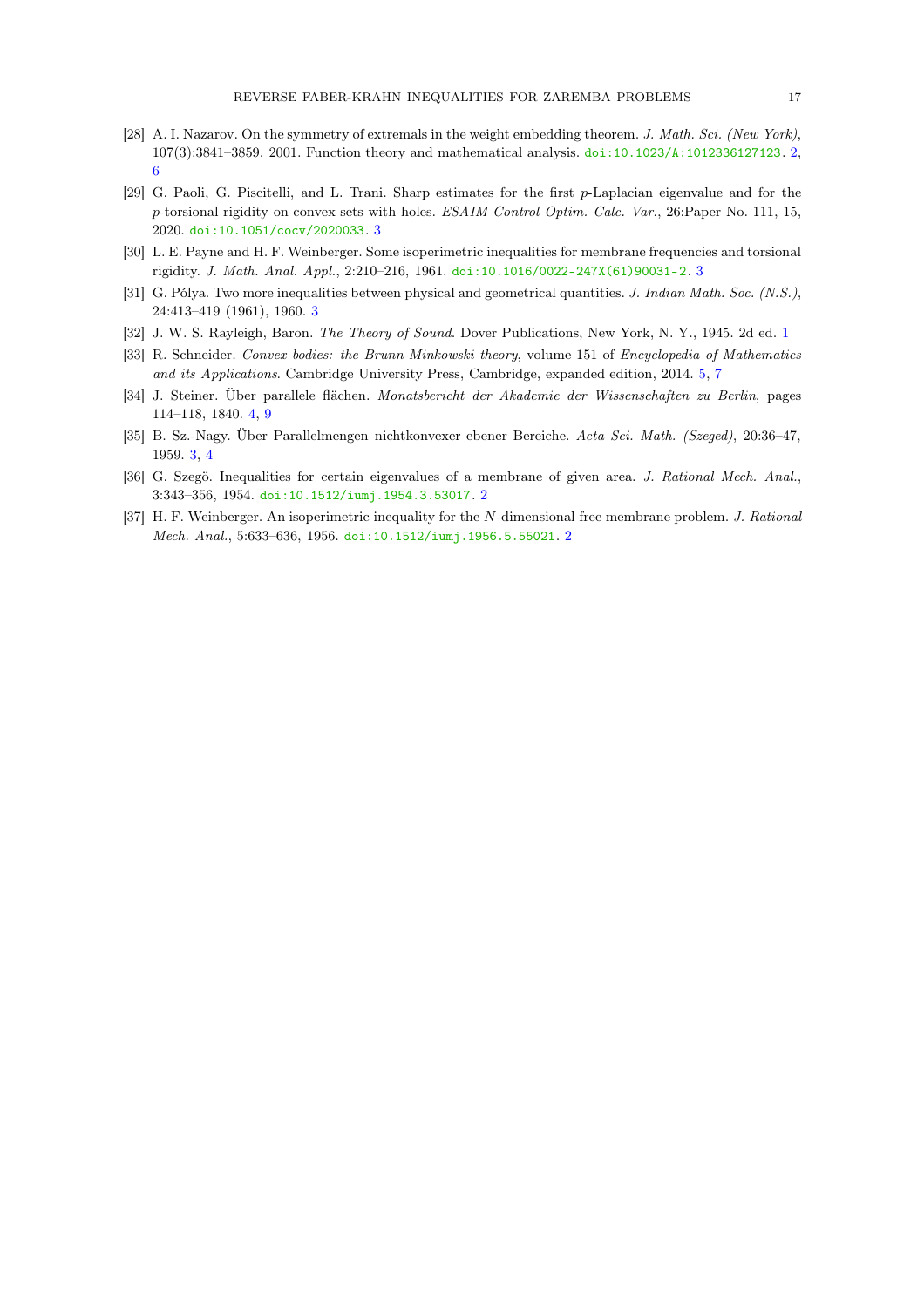[28] A. I. Nazarov. On the symmetry of extremals in the weight embedding theorem. *J. Math. Sci. (New York)*, 107(3):3841–3859, 2001. Function theory and mathematical analysis. doi:10.1023/A:1012336127123. 2, 6

[29] G. Paoli, G. Piscitelli, and L. Trani. Sharp estimates for the first $p$-Laplacian eigenvalue and for the $p$-torsional rigidity on convex sets with holes. *ESAIM Control Optim. Calc. Var.*, 26:Paper No. 111, 15, 2020. doi:10.1051/cocv/2020033. 3

[30] L. E. Payne and H. F. Weinberger. Some isoperimetric inequalities for membrane frequencies and torsional rigidity. *J. Math. Anal. Appl.*, 2:210–216, 1961. doi:10.1016/0022-247X(61)90031-2. 3

[31] G. Pólya. Two more inequalities between physical and geometrical quantities. *J. Indian Math. Soc. (N.S.)*, 24:413–419 (1961), 1960. 3

[32] J. W. S. Rayleigh, Baron. *The Theory of Sound*. Dover Publications, New York, N. Y., 1945. 2d ed. 1

[33] R. Schneider. *Convex bodies: the Brunn-Minkowski theory*, volume 151 of *Encyclopedia of Mathematics and its Applications*. Cambridge University Press, Cambridge, expanded edition, 2014. 5, 7

[34] J. Steiner. Über parallele flächen. *Monatsbericht der Akademie der Wissenschaften zu Berlin*, pages 114–118, 1840. 4, 9

[35] B. Sz.-Nagy. Über Parallelmengen nichtkonvexer ebener Bereiche. *Acta Sci. Math. (Szeged)*, 20:36–47, 1959. 3, 4

[36] G. Szegö. Inequalities for certain eigenvalues of a membrane of given area. *J. Rational Mech. Anal.*, 3:343–356, 1954. doi:10.1512/iumj.1954.3.53017. 2

[37] H. F. Weinberger. An isoperimetric inequality for the $N$-dimensional free membrane problem. *J. Rational Mech. Anal.*, 5:633–636, 1956. doi:10.1512/iumj.1956.5.55021. 2